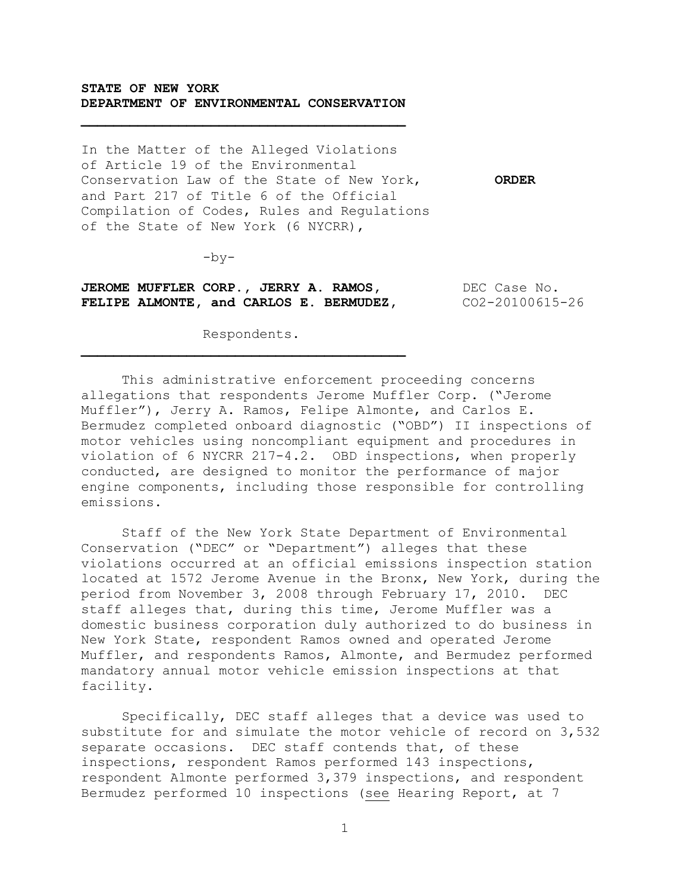**STATE OF NEW YORK**
**DEPARTMENT OF ENVIRONMENTAL CONSERVATION**

---

In the Matter of the Alleged Violations of Article 19 of the Environmental Conservation Law of the State of New York, and Part 217 of Title 6 of the Official Compilation of Codes, Rules and Regulations of the State of New York (6 NYCRR),

**ORDER**

-by-

**JEROME MUFFLER CORP., JERRY A. RAMOS, FELIPE ALMONTE, and CARLOS E. BERMUDEZ,**

DEC Case No. CO2-20100615-26

Respondents.

---

This administrative enforcement proceeding concerns allegations that respondents Jerome Muffler Corp. ("Jerome Muffler"), Jerry A. Ramos, Felipe Almonte, and Carlos E. Bermudez completed onboard diagnostic ("OBD") II inspections of motor vehicles using noncompliant equipment and procedures in violation of 6 NYCRR 217-4.2. OBD inspections, when properly conducted, are designed to monitor the performance of major engine components, including those responsible for controlling emissions.

Staff of the New York State Department of Environmental Conservation ("DEC" or "Department") alleges that these violations occurred at an official emissions inspection station located at 1572 Jerome Avenue in the Bronx, New York, during the period from November 3, 2008 through February 17, 2010. DEC staff alleges that, during this time, Jerome Muffler was a domestic business corporation duly authorized to do business in New York State, respondent Ramos owned and operated Jerome Muffler, and respondents Ramos, Almonte, and Bermudez performed mandatory annual motor vehicle emission inspections at that facility.

Specifically, DEC staff alleges that a device was used to substitute for and simulate the motor vehicle of record on 3,532 separate occasions. DEC staff contends that, of these inspections, respondent Ramos performed 143 inspections, respondent Almonte performed 3,379 inspections, and respondent Bermudez performed 10 inspections (see Hearing Report, at 7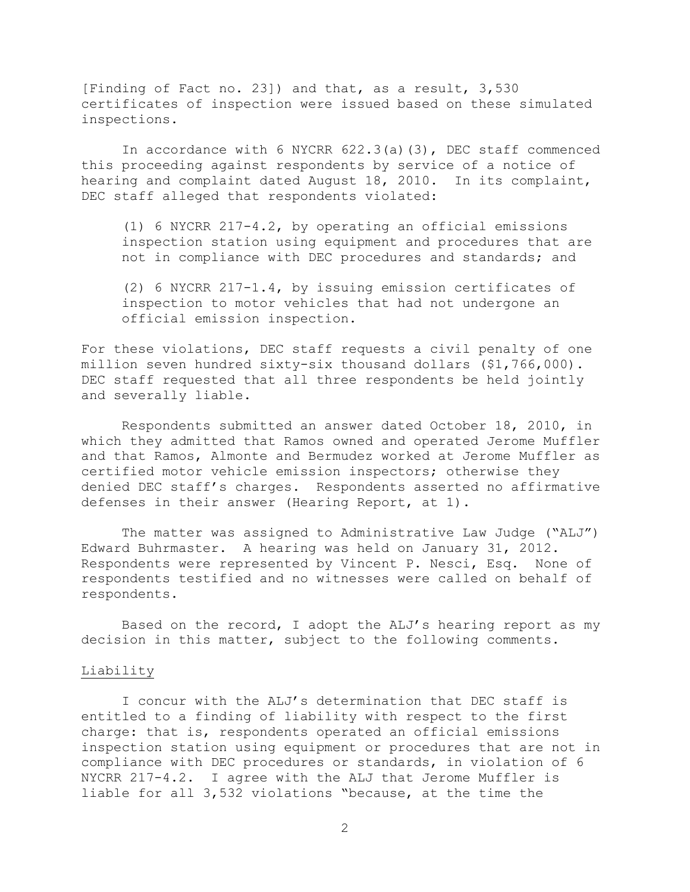[Finding of Fact no. 23]) and that, as a result, 3,530 certificates of inspection were issued based on these simulated inspections.

In accordance with 6 NYCRR 622.3(a)(3), DEC staff commenced this proceeding against respondents by service of a notice of hearing and complaint dated August 18, 2010. In its complaint, DEC staff alleged that respondents violated:

> (1) 6 NYCRR 217-4.2, by operating an official emissions inspection station using equipment and procedures that are not in compliance with DEC procedures and standards; and
>
> (2) 6 NYCRR 217-1.4, by issuing emission certificates of inspection to motor vehicles that had not undergone an official emission inspection.

For these violations, DEC staff requests a civil penalty of one million seven hundred sixty-six thousand dollars ($1,766,000). DEC staff requested that all three respondents be held jointly and severally liable.

Respondents submitted an answer dated October 18, 2010, in which they admitted that Ramos owned and operated Jerome Muffler and that Ramos, Almonte and Bermudez worked at Jerome Muffler as certified motor vehicle emission inspectors; otherwise they denied DEC staff's charges. Respondents asserted no affirmative defenses in their answer (Hearing Report, at 1).

The matter was assigned to Administrative Law Judge ("ALJ") Edward Buhrmaster. A hearing was held on January 31, 2012. Respondents were represented by Vincent P. Nesci, Esq. None of respondents testified and no witnesses were called on behalf of respondents.

Based on the record, I adopt the ALJ's hearing report as my decision in this matter, subject to the following comments.

## Liability

I concur with the ALJ's determination that DEC staff is entitled to a finding of liability with respect to the first charge: that is, respondents operated an official emissions inspection station using equipment or procedures that are not in compliance with DEC procedures or standards, in violation of 6 NYCRR 217-4.2. I agree with the ALJ that Jerome Muffler is liable for all 3,532 violations "because, at the time the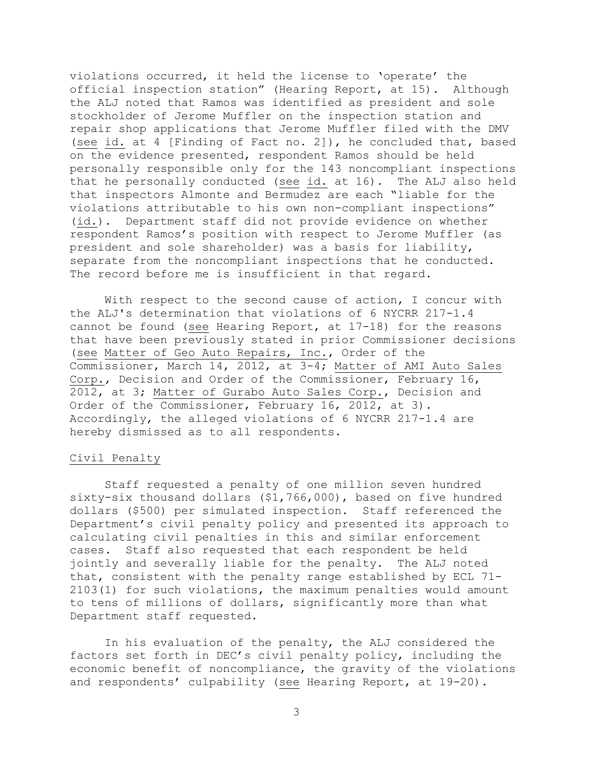violations occurred, it held the license to 'operate' the official inspection station" (Hearing Report, at 15). Although the ALJ noted that Ramos was identified as president and sole stockholder of Jerome Muffler on the inspection station and repair shop applications that Jerome Muffler filed with the DMV (see id. at 4 [Finding of Fact no. 2]), he concluded that, based on the evidence presented, respondent Ramos should be held personally responsible only for the 143 noncompliant inspections that he personally conducted (see id. at 16). The ALJ also held that inspectors Almonte and Bermudez are each "liable for the violations attributable to his own non-compliant inspections" (id.). Department staff did not provide evidence on whether respondent Ramos's position with respect to Jerome Muffler (as president and sole shareholder) was a basis for liability, separate from the noncompliant inspections that he conducted. The record before me is insufficient in that regard.

With respect to the second cause of action, I concur with the ALJ's determination that violations of 6 NYCRR 217-1.4 cannot be found (see Hearing Report, at 17-18) for the reasons that have been previously stated in prior Commissioner decisions (see Matter of Geo Auto Repairs, Inc., Order of the Commissioner, March 14, 2012, at 3-4; Matter of AMI Auto Sales Corp., Decision and Order of the Commissioner, February 16, 2012, at 3; Matter of Gurabo Auto Sales Corp., Decision and Order of the Commissioner, February 16, 2012, at 3). Accordingly, the alleged violations of 6 NYCRR 217-1.4 are hereby dismissed as to all respondents.

## Civil Penalty

Staff requested a penalty of one million seven hundred sixty-six thousand dollars ($1,766,000), based on five hundred dollars ($500) per simulated inspection. Staff referenced the Department's civil penalty policy and presented its approach to calculating civil penalties in this and similar enforcement cases. Staff also requested that each respondent be held jointly and severally liable for the penalty. The ALJ noted that, consistent with the penalty range established by ECL 71-2103(1) for such violations, the maximum penalties would amount to tens of millions of dollars, significantly more than what Department staff requested.

In his evaluation of the penalty, the ALJ considered the factors set forth in DEC's civil penalty policy, including the economic benefit of noncompliance, the gravity of the violations and respondents' culpability (see Hearing Report, at 19-20).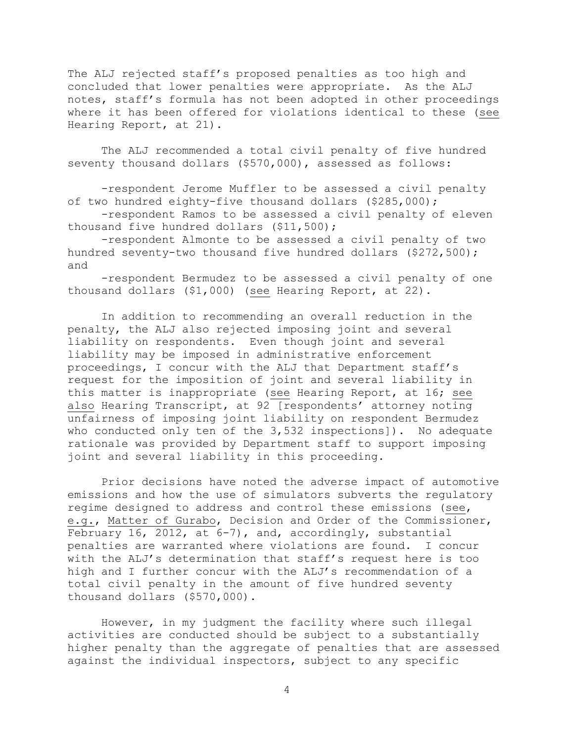The ALJ rejected staff's proposed penalties as too high and concluded that lower penalties were appropriate. As the ALJ notes, staff's formula has not been adopted in other proceedings where it has been offered for violations identical to these (see Hearing Report, at 21).

The ALJ recommended a total civil penalty of five hundred seventy thousand dollars ($570,000), assessed as follows:

-respondent Jerome Muffler to be assessed a civil penalty of two hundred eighty-five thousand dollars ($285,000);

-respondent Ramos to be assessed a civil penalty of eleven thousand five hundred dollars ($11,500);

-respondent Almonte to be assessed a civil penalty of two hundred seventy-two thousand five hundred dollars ($272,500); and

-respondent Bermudez to be assessed a civil penalty of one thousand dollars ($1,000) (see Hearing Report, at 22).

In addition to recommending an overall reduction in the penalty, the ALJ also rejected imposing joint and several liability on respondents. Even though joint and several liability may be imposed in administrative enforcement proceedings, I concur with the ALJ that Department staff's request for the imposition of joint and several liability in this matter is inappropriate (see Hearing Report, at 16; see also Hearing Transcript, at 92 [respondents' attorney noting unfairness of imposing joint liability on respondent Bermudez who conducted only ten of the 3,532 inspections]). No adequate rationale was provided by Department staff to support imposing joint and several liability in this proceeding.

Prior decisions have noted the adverse impact of automotive emissions and how the use of simulators subverts the regulatory regime designed to address and control these emissions (see, e.g., Matter of Gurabo, Decision and Order of the Commissioner, February 16, 2012, at 6-7), and, accordingly, substantial penalties are warranted where violations are found. I concur with the ALJ's determination that staff's request here is too high and I further concur with the ALJ's recommendation of a total civil penalty in the amount of five hundred seventy thousand dollars ($570,000).

However, in my judgment the facility where such illegal activities are conducted should be subject to a substantially higher penalty than the aggregate of penalties that are assessed against the individual inspectors, subject to any specific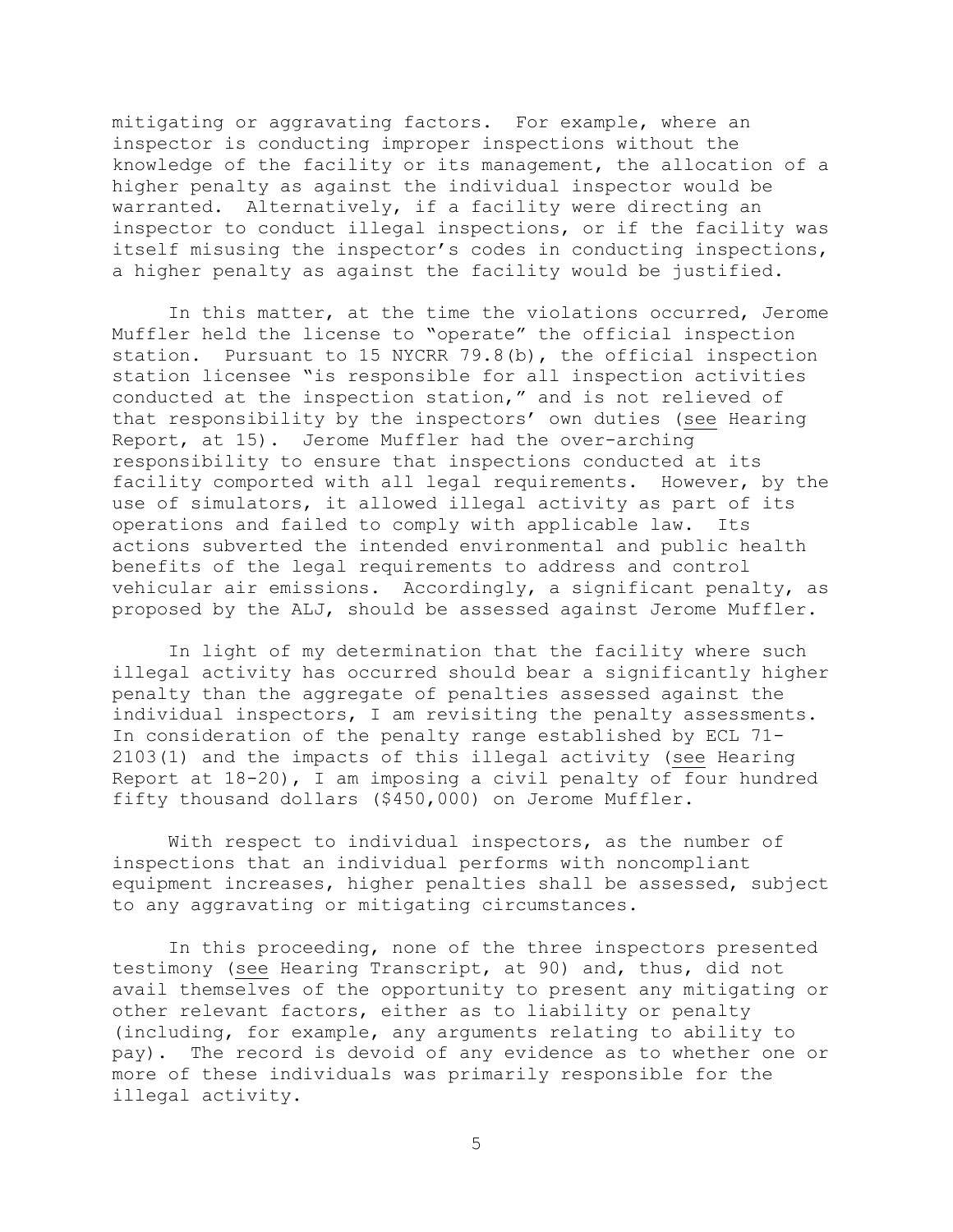mitigating or aggravating factors. For example, where an inspector is conducting improper inspections without the knowledge of the facility or its management, the allocation of a higher penalty as against the individual inspector would be warranted. Alternatively, if a facility were directing an inspector to conduct illegal inspections, or if the facility was itself misusing the inspector's codes in conducting inspections, a higher penalty as against the facility would be justified.

In this matter, at the time the violations occurred, Jerome Muffler held the license to "operate" the official inspection station. Pursuant to 15 NYCRR 79.8(b), the official inspection station licensee "is responsible for all inspection activities conducted at the inspection station," and is not relieved of that responsibility by the inspectors' own duties (see Hearing Report, at 15). Jerome Muffler had the over-arching responsibility to ensure that inspections conducted at its facility comported with all legal requirements. However, by the use of simulators, it allowed illegal activity as part of its operations and failed to comply with applicable law. Its actions subverted the intended environmental and public health benefits of the legal requirements to address and control vehicular air emissions. Accordingly, a significant penalty, as proposed by the ALJ, should be assessed against Jerome Muffler.

In light of my determination that the facility where such illegal activity has occurred should bear a significantly higher penalty than the aggregate of penalties assessed against the individual inspectors, I am revisiting the penalty assessments. In consideration of the penalty range established by ECL 71-2103(1) and the impacts of this illegal activity (see Hearing Report at 18-20), I am imposing a civil penalty of four hundred fifty thousand dollars ($450,000) on Jerome Muffler.

With respect to individual inspectors, as the number of inspections that an individual performs with noncompliant equipment increases, higher penalties shall be assessed, subject to any aggravating or mitigating circumstances.

In this proceeding, none of the three inspectors presented testimony (see Hearing Transcript, at 90) and, thus, did not avail themselves of the opportunity to present any mitigating or other relevant factors, either as to liability or penalty (including, for example, any arguments relating to ability to pay). The record is devoid of any evidence as to whether one or more of these individuals was primarily responsible for the illegal activity.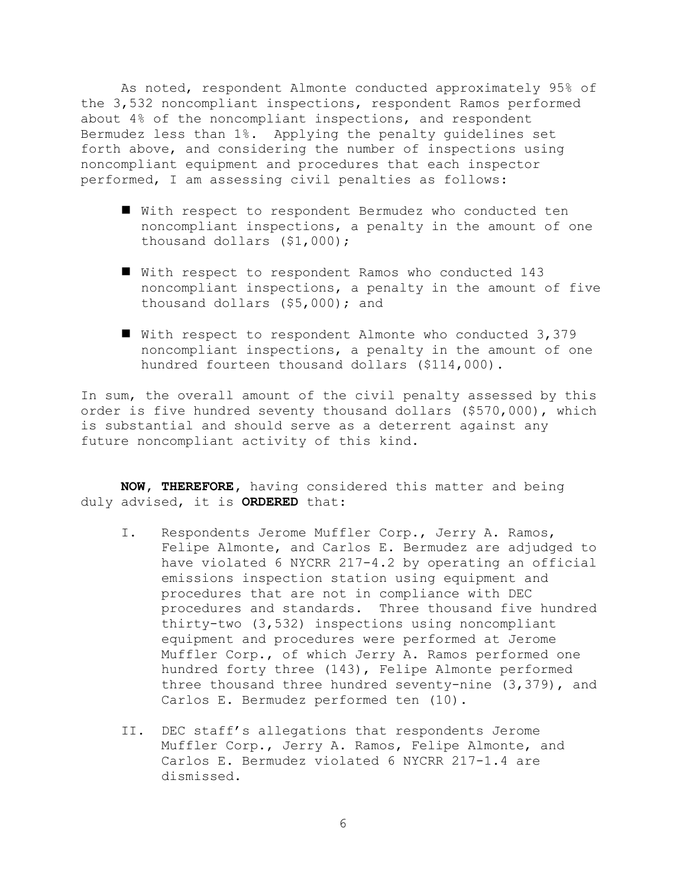As noted, respondent Almonte conducted approximately 95% of the 3,532 noncompliant inspections, respondent Ramos performed about 4% of the noncompliant inspections, and respondent Bermudez less than 1%. Applying the penalty guidelines set forth above, and considering the number of inspections using noncompliant equipment and procedures that each inspector performed, I am assessing civil penalties as follows:

- With respect to respondent Bermudez who conducted ten noncompliant inspections, a penalty in the amount of one thousand dollars ($1,000);
- With respect to respondent Ramos who conducted 143 noncompliant inspections, a penalty in the amount of five thousand dollars ($5,000); and
- With respect to respondent Almonte who conducted 3,379 noncompliant inspections, a penalty in the amount of one hundred fourteen thousand dollars ($114,000).

In sum, the overall amount of the civil penalty assessed by this order is five hundred seventy thousand dollars ($570,000), which is substantial and should serve as a deterrent against any future noncompliant activity of this kind.

**NOW, THEREFORE,** having considered this matter and being duly advised, it is **ORDERED** that:

I. Respondents Jerome Muffler Corp., Jerry A. Ramos, Felipe Almonte, and Carlos E. Bermudez are adjudged to have violated 6 NYCRR 217-4.2 by operating an official emissions inspection station using equipment and procedures that are not in compliance with DEC procedures and standards. Three thousand five hundred thirty-two (3,532) inspections using noncompliant equipment and procedures were performed at Jerome Muffler Corp., of which Jerry A. Ramos performed one hundred forty three (143), Felipe Almonte performed three thousand three hundred seventy-nine (3,379), and Carlos E. Bermudez performed ten (10).

II. DEC staff's allegations that respondents Jerome Muffler Corp., Jerry A. Ramos, Felipe Almonte, and Carlos E. Bermudez violated 6 NYCRR 217-1.4 are dismissed.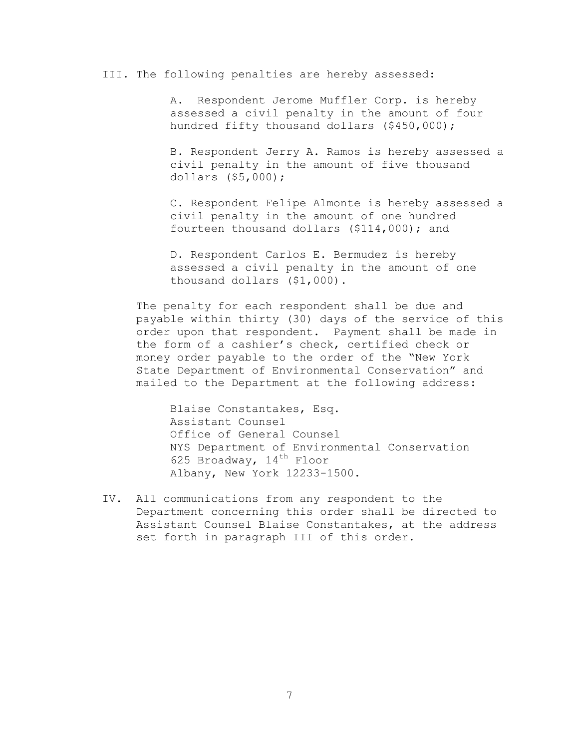III. The following penalties are hereby assessed:

A. Respondent Jerome Muffler Corp. is hereby assessed a civil penalty in the amount of four hundred fifty thousand dollars ($450,000);

B. Respondent Jerry A. Ramos is hereby assessed a civil penalty in the amount of five thousand dollars ($5,000);

C. Respondent Felipe Almonte is hereby assessed a civil penalty in the amount of one hundred fourteen thousand dollars ($114,000); and

D. Respondent Carlos E. Bermudez is hereby assessed a civil penalty in the amount of one thousand dollars ($1,000).

The penalty for each respondent shall be due and payable within thirty (30) days of the service of this order upon that respondent. Payment shall be made in the form of a cashier's check, certified check or money order payable to the order of the "New York State Department of Environmental Conservation" and mailed to the Department at the following address:

Blaise Constantakes, Esq.
Assistant Counsel
Office of General Counsel
NYS Department of Environmental Conservation
625 Broadway, 14th Floor
Albany, New York 12233-1500.

IV. All communications from any respondent to the Department concerning this order shall be directed to Assistant Counsel Blaise Constantakes, at the address set forth in paragraph III of this order.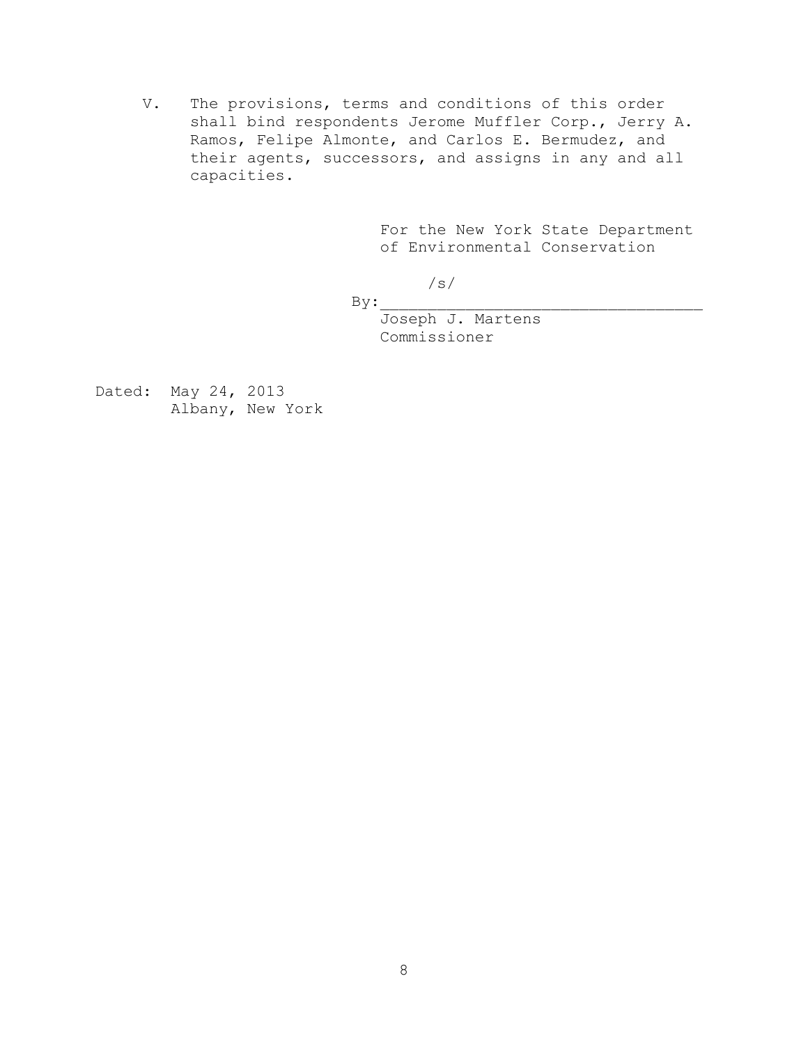V. The provisions, terms and conditions of this order shall bind respondents Jerome Muffler Corp., Jerry A. Ramos, Felipe Almonte, and Carlos E. Bermudez, and their agents, successors, and assigns in any and all capacities.

For the New York State Department of Environmental Conservation

/s/

By:\_\_\_\_\_\_\_\_\_\_\_\_\_\_\_\_\_\_\_\_\_\_\_\_\_\_\_\_\_\_\_\_\_\_

Joseph J. Martens
Commissioner

Dated: May 24, 2013
Albany, New York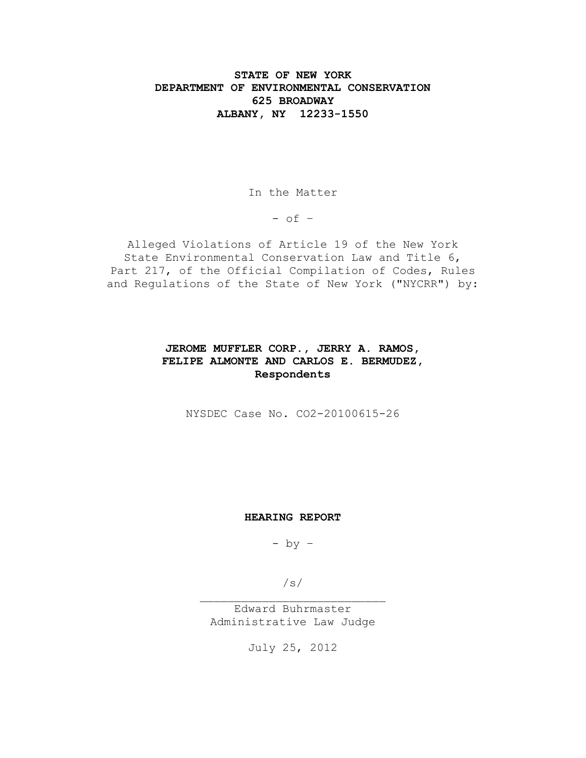**STATE OF NEW YORK**
**DEPARTMENT OF ENVIRONMENTAL CONSERVATION**
**625 BROADWAY**
**ALBANY, NY 12233-1550**

In the Matter

- of -

Alleged Violations of Article 19 of the New York State Environmental Conservation Law and Title 6, Part 217, of the Official Compilation of Codes, Rules and Regulations of the State of New York ("NYCRR") by:

**JEROME MUFFLER CORP., JERRY A. RAMOS, FELIPE ALMONTE AND CARLOS E. BERMUDEZ, Respondents**

NYSDEC Case No. CO2-20100615-26

**HEARING REPORT**

- by -

/s/
___________________________
Edward Buhrmaster
Administrative Law Judge

July 25, 2012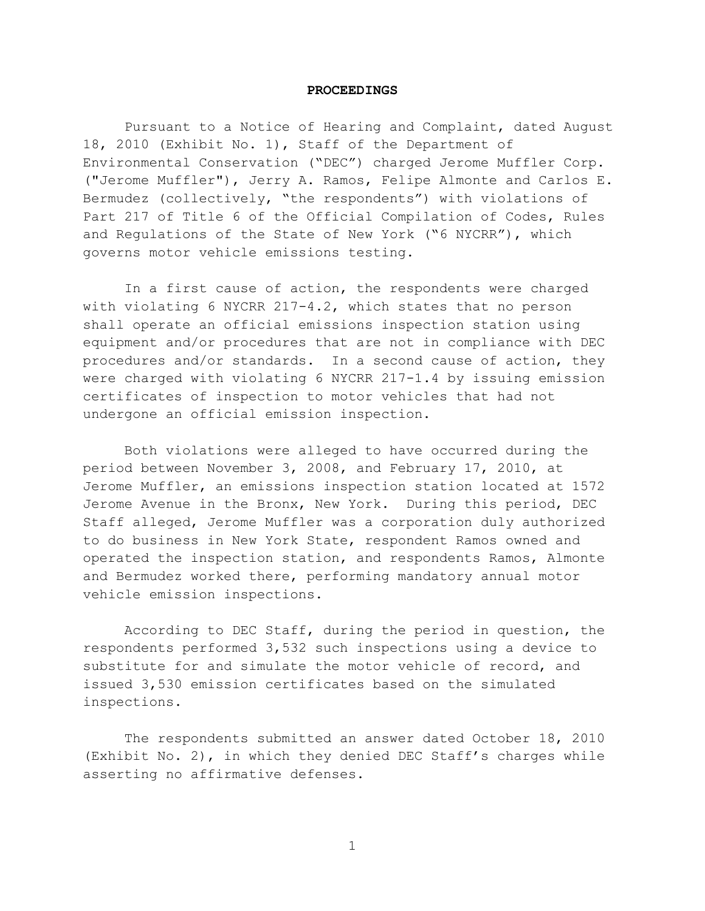## PROCEEDINGS

Pursuant to a Notice of Hearing and Complaint, dated August 18, 2010 (Exhibit No. 1), Staff of the Department of Environmental Conservation ("DEC") charged Jerome Muffler Corp. ("Jerome Muffler"), Jerry A. Ramos, Felipe Almonte and Carlos E. Bermudez (collectively, "the respondents") with violations of Part 217 of Title 6 of the Official Compilation of Codes, Rules and Regulations of the State of New York ("6 NYCRR"), which governs motor vehicle emissions testing.

In a first cause of action, the respondents were charged with violating 6 NYCRR 217-4.2, which states that no person shall operate an official emissions inspection station using equipment and/or procedures that are not in compliance with DEC procedures and/or standards. In a second cause of action, they were charged with violating 6 NYCRR 217-1.4 by issuing emission certificates of inspection to motor vehicles that had not undergone an official emission inspection.

Both violations were alleged to have occurred during the period between November 3, 2008, and February 17, 2010, at Jerome Muffler, an emissions inspection station located at 1572 Jerome Avenue in the Bronx, New York. During this period, DEC Staff alleged, Jerome Muffler was a corporation duly authorized to do business in New York State, respondent Ramos owned and operated the inspection station, and respondents Ramos, Almonte and Bermudez worked there, performing mandatory annual motor vehicle emission inspections.

According to DEC Staff, during the period in question, the respondents performed 3,532 such inspections using a device to substitute for and simulate the motor vehicle of record, and issued 3,530 emission certificates based on the simulated inspections.

The respondents submitted an answer dated October 18, 2010 (Exhibit No. 2), in which they denied DEC Staff's charges while asserting no affirmative defenses.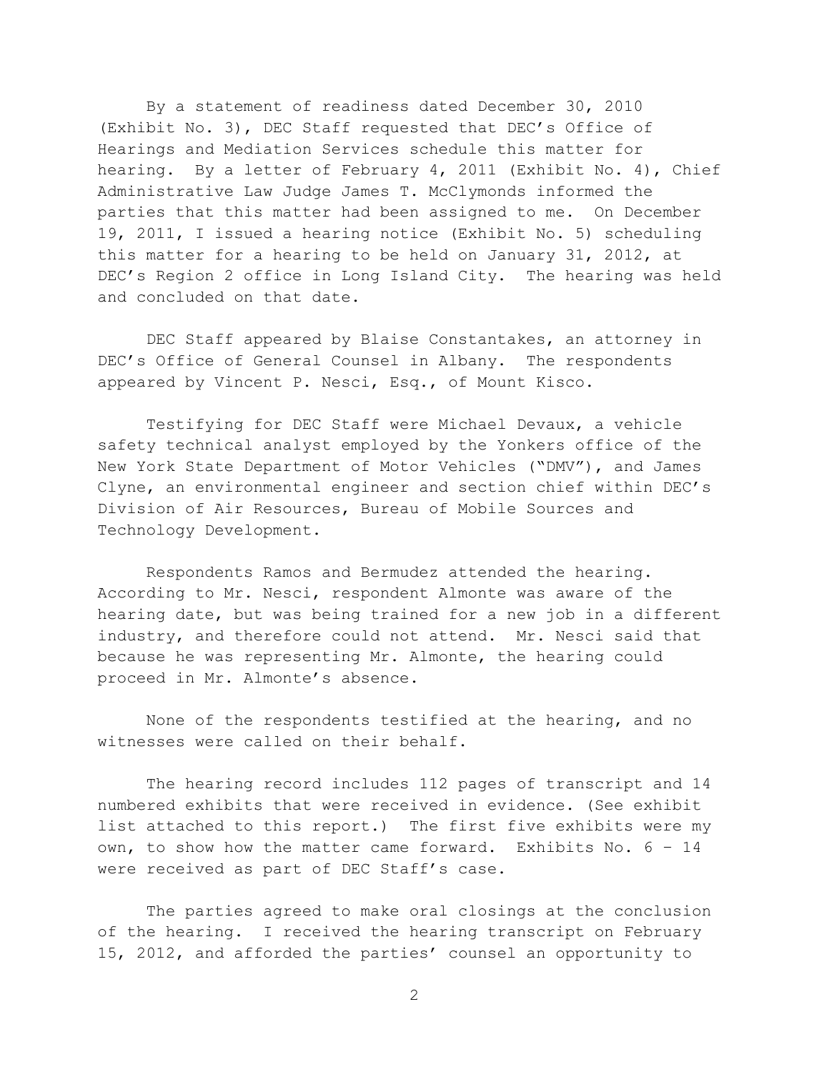By a statement of readiness dated December 30, 2010 (Exhibit No. 3), DEC Staff requested that DEC's Office of Hearings and Mediation Services schedule this matter for hearing. By a letter of February 4, 2011 (Exhibit No. 4), Chief Administrative Law Judge James T. McClymonds informed the parties that this matter had been assigned to me. On December 19, 2011, I issued a hearing notice (Exhibit No. 5) scheduling this matter for a hearing to be held on January 31, 2012, at DEC's Region 2 office in Long Island City. The hearing was held and concluded on that date.

DEC Staff appeared by Blaise Constantakes, an attorney in DEC's Office of General Counsel in Albany. The respondents appeared by Vincent P. Nesci, Esq., of Mount Kisco.

Testifying for DEC Staff were Michael Devaux, a vehicle safety technical analyst employed by the Yonkers office of the New York State Department of Motor Vehicles ("DMV"), and James Clyne, an environmental engineer and section chief within DEC's Division of Air Resources, Bureau of Mobile Sources and Technology Development.

Respondents Ramos and Bermudez attended the hearing. According to Mr. Nesci, respondent Almonte was aware of the hearing date, but was being trained for a new job in a different industry, and therefore could not attend. Mr. Nesci said that because he was representing Mr. Almonte, the hearing could proceed in Mr. Almonte's absence.

None of the respondents testified at the hearing, and no witnesses were called on their behalf.

The hearing record includes 112 pages of transcript and 14 numbered exhibits that were received in evidence. (See exhibit list attached to this report.) The first five exhibits were my own, to show how the matter came forward. Exhibits No. 6 – 14 were received as part of DEC Staff's case.

The parties agreed to make oral closings at the conclusion of the hearing. I received the hearing transcript on February 15, 2012, and afforded the parties' counsel an opportunity to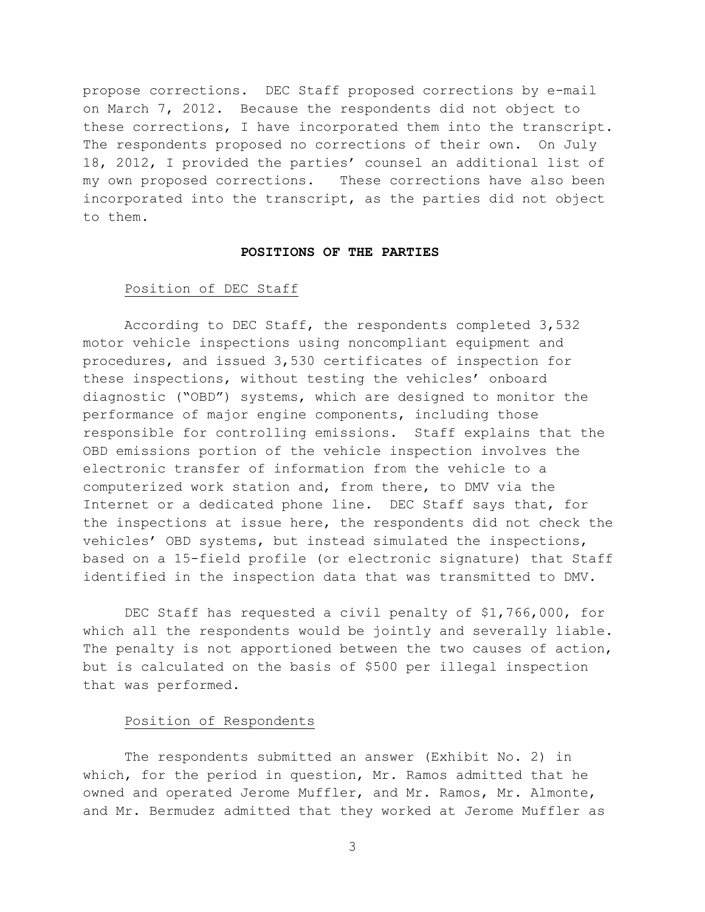propose corrections. DEC Staff proposed corrections by e-mail on March 7, 2012. Because the respondents did not object to these corrections, I have incorporated them into the transcript. The respondents proposed no corrections of their own. On July 18, 2012, I provided the parties' counsel an additional list of my own proposed corrections. These corrections have also been incorporated into the transcript, as the parties did not object to them.

## POSITIONS OF THE PARTIES

### Position of DEC Staff

According to DEC Staff, the respondents completed 3,532 motor vehicle inspections using noncompliant equipment and procedures, and issued 3,530 certificates of inspection for these inspections, without testing the vehicles' onboard diagnostic ("OBD") systems, which are designed to monitor the performance of major engine components, including those responsible for controlling emissions. Staff explains that the OBD emissions portion of the vehicle inspection involves the electronic transfer of information from the vehicle to a computerized work station and, from there, to DMV via the Internet or a dedicated phone line. DEC Staff says that, for the inspections at issue here, the respondents did not check the vehicles' OBD systems, but instead simulated the inspections, based on a 15-field profile (or electronic signature) that Staff identified in the inspection data that was transmitted to DMV.

DEC Staff has requested a civil penalty of $1,766,000, for which all the respondents would be jointly and severally liable. The penalty is not apportioned between the two causes of action, but is calculated on the basis of $500 per illegal inspection that was performed.

### Position of Respondents

The respondents submitted an answer (Exhibit No. 2) in which, for the period in question, Mr. Ramos admitted that he owned and operated Jerome Muffler, and Mr. Ramos, Mr. Almonte, and Mr. Bermudez admitted that they worked at Jerome Muffler as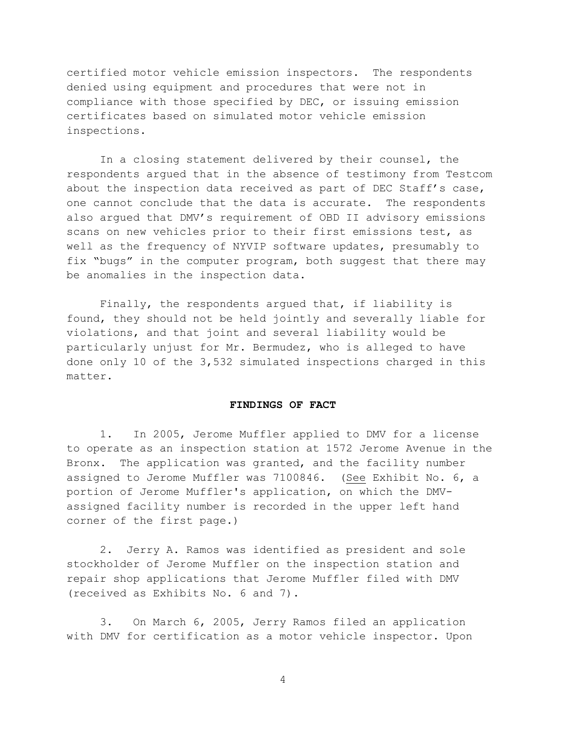certified motor vehicle emission inspectors. The respondents denied using equipment and procedures that were not in compliance with those specified by DEC, or issuing emission certificates based on simulated motor vehicle emission inspections.

In a closing statement delivered by their counsel, the respondents argued that in the absence of testimony from Testcom about the inspection data received as part of DEC Staff's case, one cannot conclude that the data is accurate. The respondents also argued that DMV's requirement of OBD II advisory emissions scans on new vehicles prior to their first emissions test, as well as the frequency of NYVIP software updates, presumably to fix "bugs" in the computer program, both suggest that there may be anomalies in the inspection data.

Finally, the respondents argued that, if liability is found, they should not be held jointly and severally liable for violations, and that joint and several liability would be particularly unjust for Mr. Bermudez, who is alleged to have done only 10 of the 3,532 simulated inspections charged in this matter.

**FINDINGS OF FACT**

1. In 2005, Jerome Muffler applied to DMV for a license to operate as an inspection station at 1572 Jerome Avenue in the Bronx. The application was granted, and the facility number assigned to Jerome Muffler was 7100846. (See Exhibit No. 6, a portion of Jerome Muffler's application, on which the DMV-assigned facility number is recorded in the upper left hand corner of the first page.)

2. Jerry A. Ramos was identified as president and sole stockholder of Jerome Muffler on the inspection station and repair shop applications that Jerome Muffler filed with DMV (received as Exhibits No. 6 and 7).

3. On March 6, 2005, Jerry Ramos filed an application with DMV for certification as a motor vehicle inspector. Upon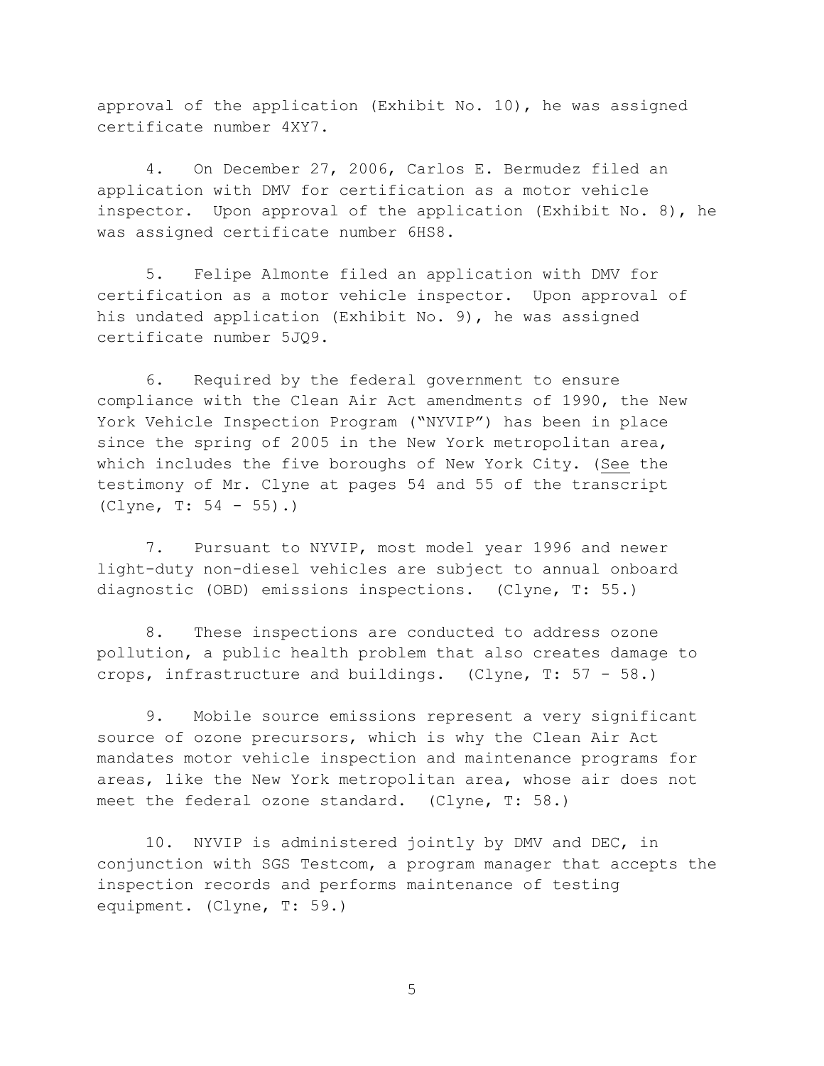approval of the application (Exhibit No. 10), he was assigned certificate number 4XY7.

4. On December 27, 2006, Carlos E. Bermudez filed an application with DMV for certification as a motor vehicle inspector. Upon approval of the application (Exhibit No. 8), he was assigned certificate number 6HS8.

5. Felipe Almonte filed an application with DMV for certification as a motor vehicle inspector. Upon approval of his undated application (Exhibit No. 9), he was assigned certificate number 5JQ9.

6. Required by the federal government to ensure compliance with the Clean Air Act amendments of 1990, the New York Vehicle Inspection Program ("NYVIP") has been in place since the spring of 2005 in the New York metropolitan area, which includes the five boroughs of New York City. (See the testimony of Mr. Clyne at pages 54 and 55 of the transcript (Clyne, T: 54 - 55).)

7. Pursuant to NYVIP, most model year 1996 and newer light-duty non-diesel vehicles are subject to annual onboard diagnostic (OBD) emissions inspections. (Clyne, T: 55.)

8. These inspections are conducted to address ozone pollution, a public health problem that also creates damage to crops, infrastructure and buildings. (Clyne, T: 57 - 58.)

9. Mobile source emissions represent a very significant source of ozone precursors, which is why the Clean Air Act mandates motor vehicle inspection and maintenance programs for areas, like the New York metropolitan area, whose air does not meet the federal ozone standard. (Clyne, T: 58.)

10. NYVIP is administered jointly by DMV and DEC, in conjunction with SGS Testcom, a program manager that accepts the inspection records and performs maintenance of testing equipment. (Clyne, T: 59.)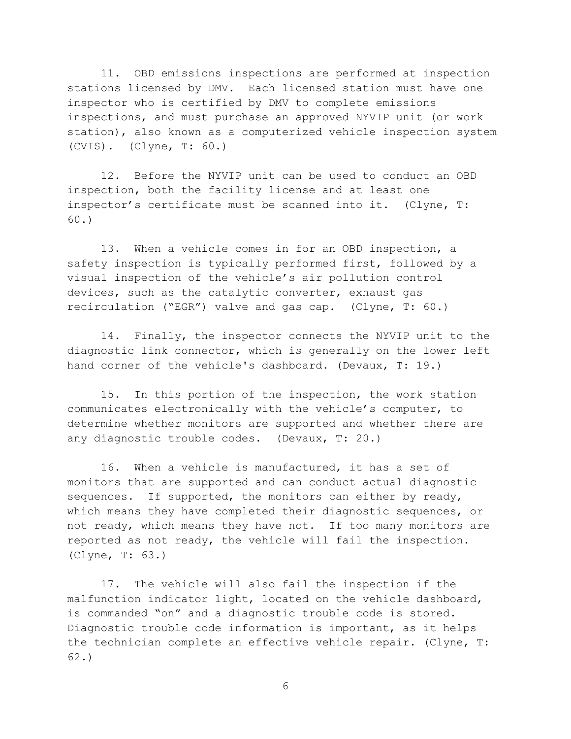11. OBD emissions inspections are performed at inspection stations licensed by DMV. Each licensed station must have one inspector who is certified by DMV to complete emissions inspections, and must purchase an approved NYVIP unit (or work station), also known as a computerized vehicle inspection system (CVIS). (Clyne, T: 60.)

12. Before the NYVIP unit can be used to conduct an OBD inspection, both the facility license and at least one inspector's certificate must be scanned into it. (Clyne, T: 60.)

13. When a vehicle comes in for an OBD inspection, a safety inspection is typically performed first, followed by a visual inspection of the vehicle's air pollution control devices, such as the catalytic converter, exhaust gas recirculation ("EGR") valve and gas cap. (Clyne, T: 60.)

14. Finally, the inspector connects the NYVIP unit to the diagnostic link connector, which is generally on the lower left hand corner of the vehicle's dashboard. (Devaux, T: 19.)

15. In this portion of the inspection, the work station communicates electronically with the vehicle's computer, to determine whether monitors are supported and whether there are any diagnostic trouble codes. (Devaux, T: 20.)

16. When a vehicle is manufactured, it has a set of monitors that are supported and can conduct actual diagnostic sequences. If supported, the monitors can either by ready, which means they have completed their diagnostic sequences, or not ready, which means they have not. If too many monitors are reported as not ready, the vehicle will fail the inspection. (Clyne, T: 63.)

17. The vehicle will also fail the inspection if the malfunction indicator light, located on the vehicle dashboard, is commanded "on" and a diagnostic trouble code is stored. Diagnostic trouble code information is important, as it helps the technician complete an effective vehicle repair. (Clyne, T: 62.)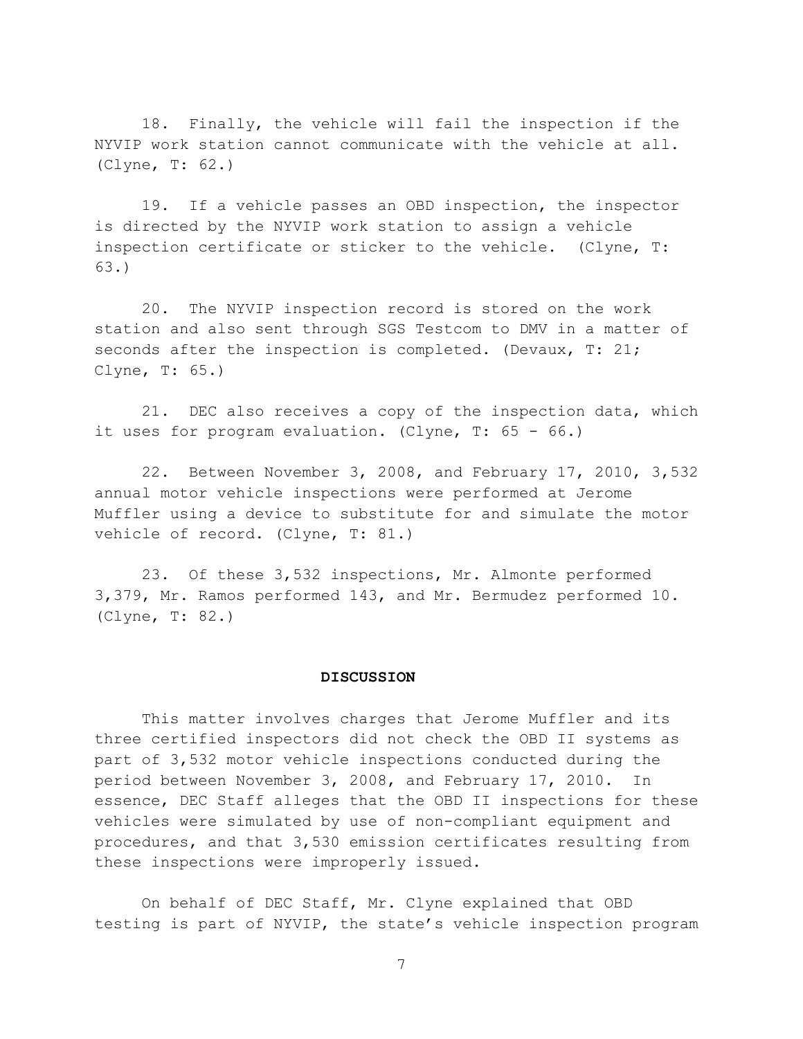18. Finally, the vehicle will fail the inspection if the NYVIP work station cannot communicate with the vehicle at all. (Clyne, T: 62.)

19. If a vehicle passes an OBD inspection, the inspector is directed by the NYVIP work station to assign a vehicle inspection certificate or sticker to the vehicle. (Clyne, T: 63.)

20. The NYVIP inspection record is stored on the work station and also sent through SGS Testcom to DMV in a matter of seconds after the inspection is completed. (Devaux, T: 21; Clyne, T: 65.)

21. DEC also receives a copy of the inspection data, which it uses for program evaluation. (Clyne, T: 65 - 66.)

22. Between November 3, 2008, and February 17, 2010, 3,532 annual motor vehicle inspections were performed at Jerome Muffler using a device to substitute for and simulate the motor vehicle of record. (Clyne, T: 81.)

23. Of these 3,532 inspections, Mr. Almonte performed 3,379, Mr. Ramos performed 143, and Mr. Bermudez performed 10. (Clyne, T: 82.)

## DISCUSSION

This matter involves charges that Jerome Muffler and its three certified inspectors did not check the OBD II systems as part of 3,532 motor vehicle inspections conducted during the period between November 3, 2008, and February 17, 2010. In essence, DEC Staff alleges that the OBD II inspections for these vehicles were simulated by use of non-compliant equipment and procedures, and that 3,530 emission certificates resulting from these inspections were improperly issued.

On behalf of DEC Staff, Mr. Clyne explained that OBD testing is part of NYVIP, the state's vehicle inspection program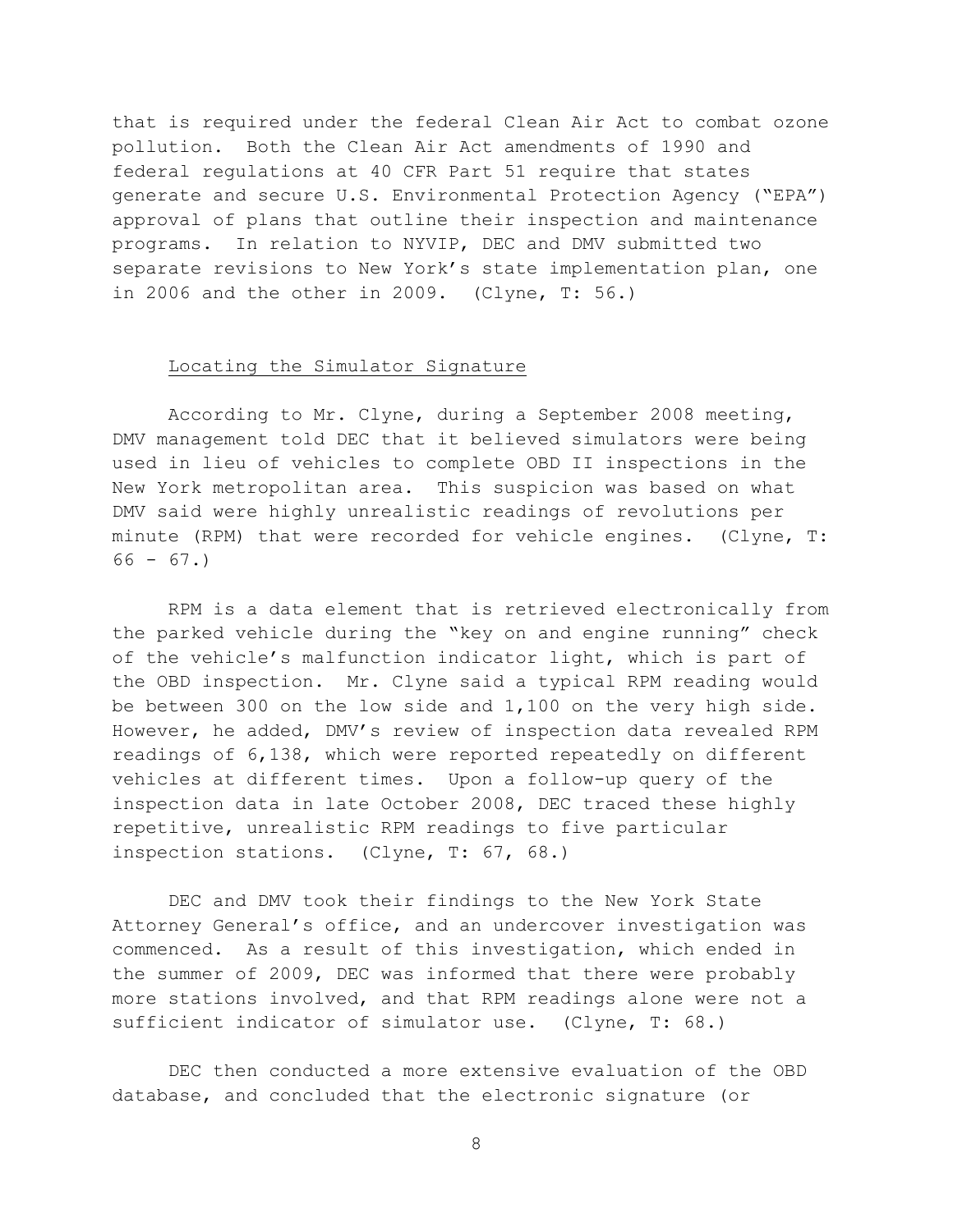that is required under the federal Clean Air Act to combat ozone pollution. Both the Clean Air Act amendments of 1990 and federal regulations at 40 CFR Part 51 require that states generate and secure U.S. Environmental Protection Agency ("EPA") approval of plans that outline their inspection and maintenance programs. In relation to NYVIP, DEC and DMV submitted two separate revisions to New York's state implementation plan, one in 2006 and the other in 2009. (Clyne, T: 56.)

<u>Locating the Simulator Signature</u>

According to Mr. Clyne, during a September 2008 meeting, DMV management told DEC that it believed simulators were being used in lieu of vehicles to complete OBD II inspections in the New York metropolitan area. This suspicion was based on what DMV said were highly unrealistic readings of revolutions per minute (RPM) that were recorded for vehicle engines. (Clyne, T: 66 - 67.)

RPM is a data element that is retrieved electronically from the parked vehicle during the "key on and engine running" check of the vehicle's malfunction indicator light, which is part of the OBD inspection. Mr. Clyne said a typical RPM reading would be between 300 on the low side and 1,100 on the very high side. However, he added, DMV's review of inspection data revealed RPM readings of 6,138, which were reported repeatedly on different vehicles at different times. Upon a follow-up query of the inspection data in late October 2008, DEC traced these highly repetitive, unrealistic RPM readings to five particular inspection stations. (Clyne, T: 67, 68.)

DEC and DMV took their findings to the New York State Attorney General's office, and an undercover investigation was commenced. As a result of this investigation, which ended in the summer of 2009, DEC was informed that there were probably more stations involved, and that RPM readings alone were not a sufficient indicator of simulator use. (Clyne, T: 68.)

DEC then conducted a more extensive evaluation of the OBD database, and concluded that the electronic signature (or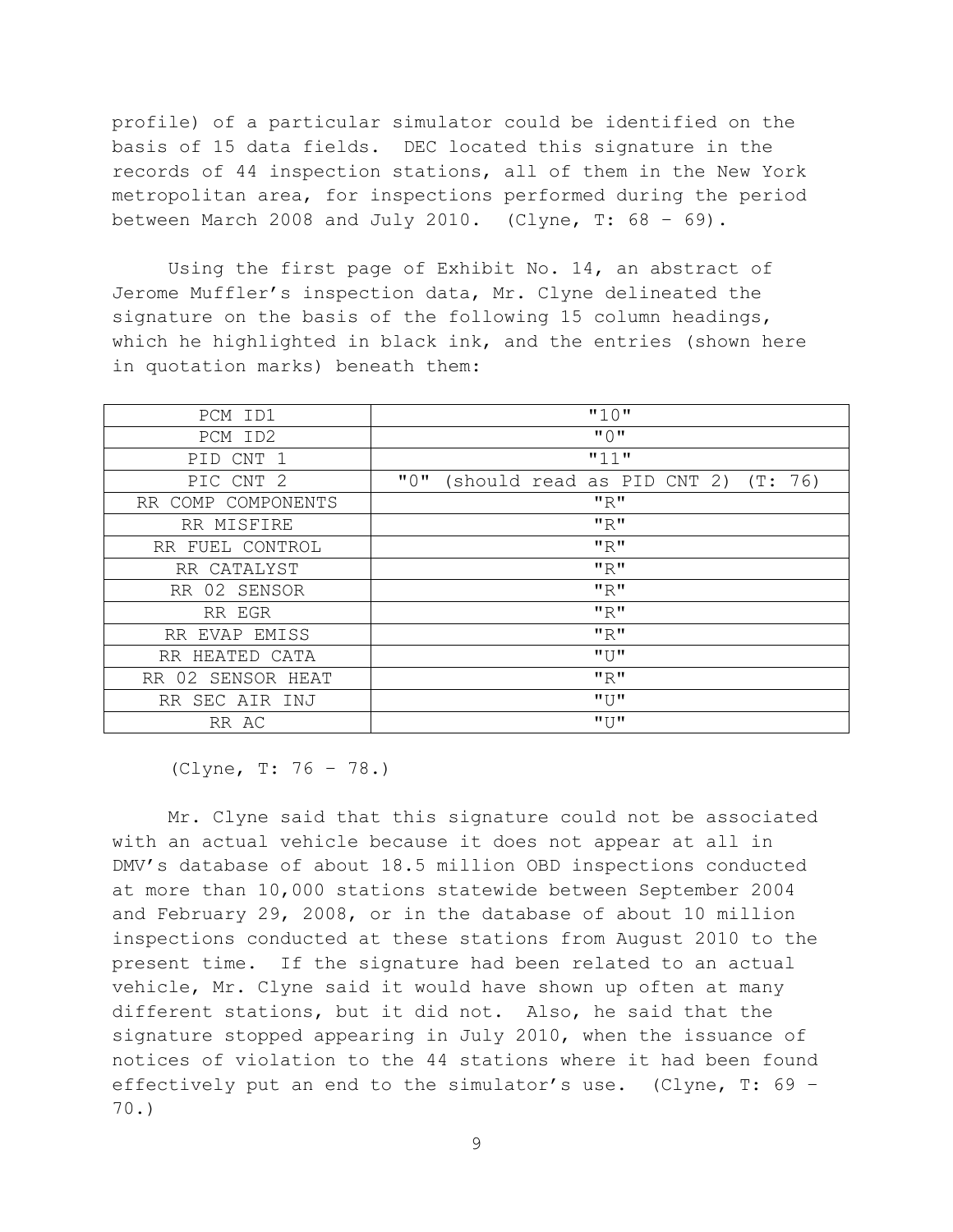profile) of a particular simulator could be identified on the basis of 15 data fields. DEC located this signature in the records of 44 inspection stations, all of them in the New York metropolitan area, for inspections performed during the period between March 2008 and July 2010. (Clyne, T: 68 – 69).

Using the first page of Exhibit No. 14, an abstract of Jerome Muffler's inspection data, Mr. Clyne delineated the signature on the basis of the following 15 column headings, which he highlighted in black ink, and the entries (shown here in quotation marks) beneath them:

| | |
|---|---|
| PCM ID1 | "10" |
| PCM ID2 | "0" |
| PID CNT 1 | "11" |
| PIC CNT 2 | "0" (should read as PID CNT 2) (T: 76) |
| RR COMP COMPONENTS | "R" |
| RR MISFIRE | "R" |
| RR FUEL CONTROL | "R" |
| RR CATALYST | "R" |
| RR 02 SENSOR | "R" |
| RR EGR | "R" |
| RR EVAP EMISS | "R" |
| RR HEATED CATA | "U" |
| RR 02 SENSOR HEAT | "R" |
| RR SEC AIR INJ | "U" |
| RR AC | "U" |

(Clyne, T: 76 – 78.)

Mr. Clyne said that this signature could not be associated with an actual vehicle because it does not appear at all in DMV's database of about 18.5 million OBD inspections conducted at more than 10,000 stations statewide between September 2004 and February 29, 2008, or in the database of about 10 million inspections conducted at these stations from August 2010 to the present time. If the signature had been related to an actual vehicle, Mr. Clyne said it would have shown up often at many different stations, but it did not. Also, he said that the signature stopped appearing in July 2010, when the issuance of notices of violation to the 44 stations where it had been found effectively put an end to the simulator's use. (Clyne, T: 69 – 70.)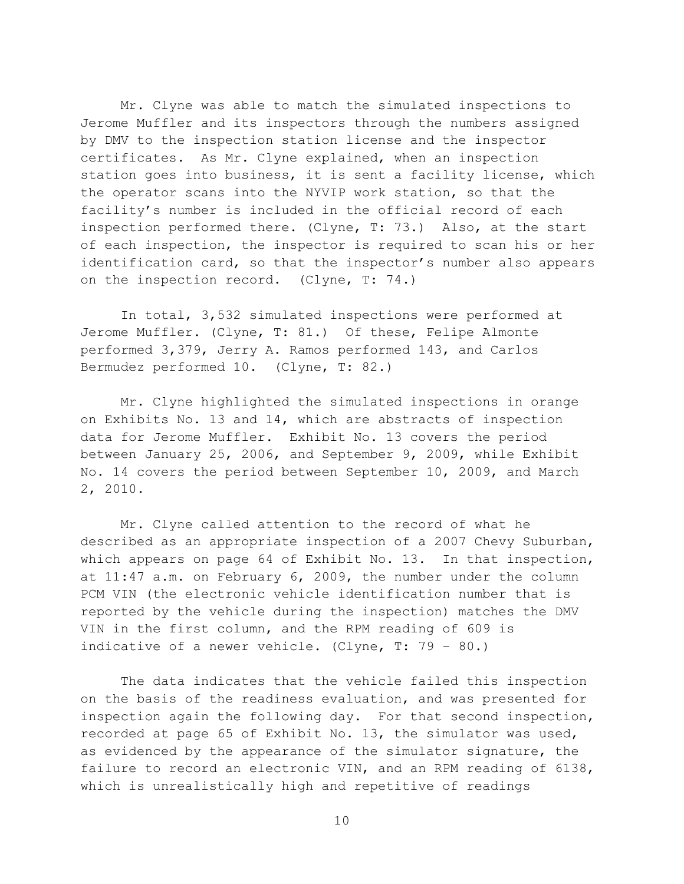Mr. Clyne was able to match the simulated inspections to Jerome Muffler and its inspectors through the numbers assigned by DMV to the inspection station license and the inspector certificates. As Mr. Clyne explained, when an inspection station goes into business, it is sent a facility license, which the operator scans into the NYVIP work station, so that the facility's number is included in the official record of each inspection performed there. (Clyne, T: 73.) Also, at the start of each inspection, the inspector is required to scan his or her identification card, so that the inspector's number also appears on the inspection record. (Clyne, T: 74.)

In total, 3,532 simulated inspections were performed at Jerome Muffler. (Clyne, T: 81.) Of these, Felipe Almonte performed 3,379, Jerry A. Ramos performed 143, and Carlos Bermudez performed 10. (Clyne, T: 82.)

Mr. Clyne highlighted the simulated inspections in orange on Exhibits No. 13 and 14, which are abstracts of inspection data for Jerome Muffler. Exhibit No. 13 covers the period between January 25, 2006, and September 9, 2009, while Exhibit No. 14 covers the period between September 10, 2009, and March 2, 2010.

Mr. Clyne called attention to the record of what he described as an appropriate inspection of a 2007 Chevy Suburban, which appears on page 64 of Exhibit No. 13. In that inspection, at 11:47 a.m. on February 6, 2009, the number under the column PCM VIN (the electronic vehicle identification number that is reported by the vehicle during the inspection) matches the DMV VIN in the first column, and the RPM reading of 609 is indicative of a newer vehicle. (Clyne, T: 79 – 80.)

The data indicates that the vehicle failed this inspection on the basis of the readiness evaluation, and was presented for inspection again the following day. For that second inspection, recorded at page 65 of Exhibit No. 13, the simulator was used, as evidenced by the appearance of the simulator signature, the failure to record an electronic VIN, and an RPM reading of 6138, which is unrealistically high and repetitive of readings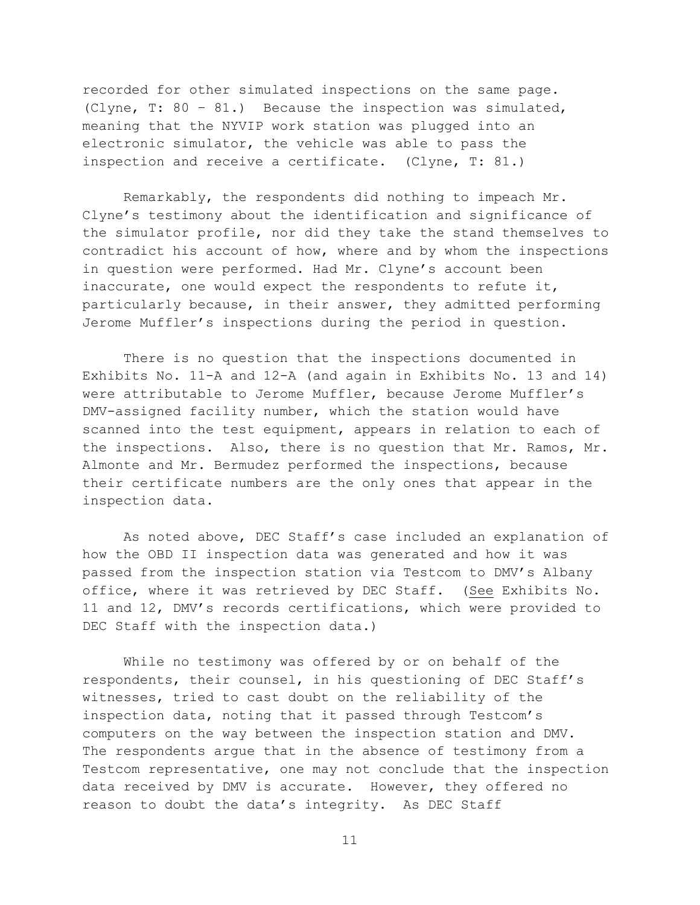recorded for other simulated inspections on the same page. (Clyne, T: 80 – 81.) Because the inspection was simulated, meaning that the NYVIP work station was plugged into an electronic simulator, the vehicle was able to pass the inspection and receive a certificate. (Clyne, T: 81.)

Remarkably, the respondents did nothing to impeach Mr. Clyne's testimony about the identification and significance of the simulator profile, nor did they take the stand themselves to contradict his account of how, where and by whom the inspections in question were performed. Had Mr. Clyne's account been inaccurate, one would expect the respondents to refute it, particularly because, in their answer, they admitted performing Jerome Muffler's inspections during the period in question.

There is no question that the inspections documented in Exhibits No. 11-A and 12-A (and again in Exhibits No. 13 and 14) were attributable to Jerome Muffler, because Jerome Muffler's DMV-assigned facility number, which the station would have scanned into the test equipment, appears in relation to each of the inspections. Also, there is no question that Mr. Ramos, Mr. Almonte and Mr. Bermudez performed the inspections, because their certificate numbers are the only ones that appear in the inspection data.

As noted above, DEC Staff's case included an explanation of how the OBD II inspection data was generated and how it was passed from the inspection station via Testcom to DMV's Albany office, where it was retrieved by DEC Staff. (<u>See</u> Exhibits No. 11 and 12, DMV's records certifications, which were provided to DEC Staff with the inspection data.)

While no testimony was offered by or on behalf of the respondents, their counsel, in his questioning of DEC Staff's witnesses, tried to cast doubt on the reliability of the inspection data, noting that it passed through Testcom's computers on the way between the inspection station and DMV. The respondents argue that in the absence of testimony from a Testcom representative, one may not conclude that the inspection data received by DMV is accurate. However, they offered no reason to doubt the data's integrity. As DEC Staff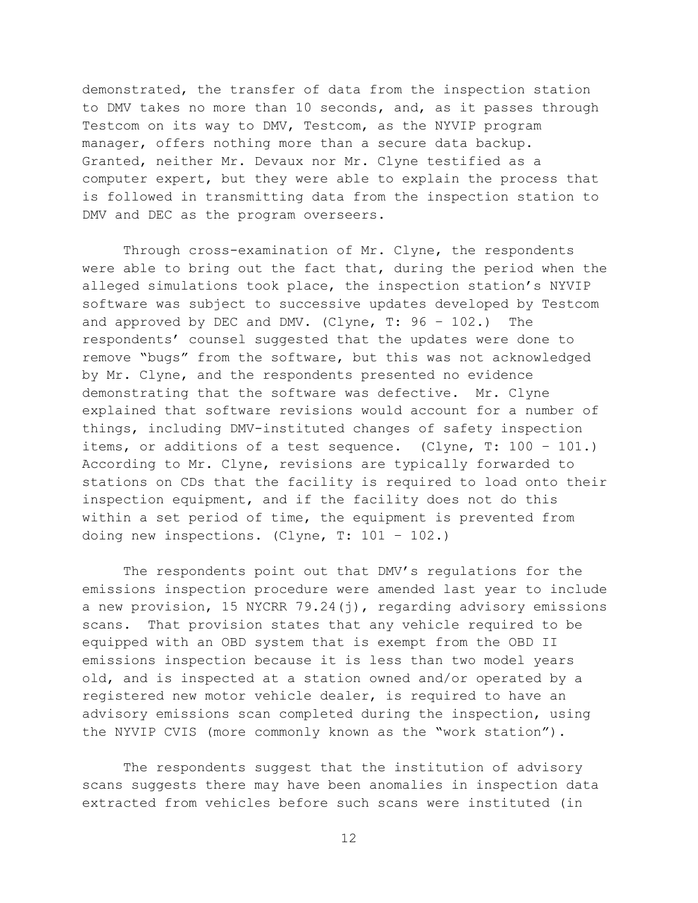demonstrated, the transfer of data from the inspection station to DMV takes no more than 10 seconds, and, as it passes through Testcom on its way to DMV, Testcom, as the NYVIP program manager, offers nothing more than a secure data backup. Granted, neither Mr. Devaux nor Mr. Clyne testified as a computer expert, but they were able to explain the process that is followed in transmitting data from the inspection station to DMV and DEC as the program overseers.

Through cross-examination of Mr. Clyne, the respondents were able to bring out the fact that, during the period when the alleged simulations took place, the inspection station's NYVIP software was subject to successive updates developed by Testcom and approved by DEC and DMV. (Clyne, T: 96 – 102.) The respondents' counsel suggested that the updates were done to remove "bugs" from the software, but this was not acknowledged by Mr. Clyne, and the respondents presented no evidence demonstrating that the software was defective. Mr. Clyne explained that software revisions would account for a number of things, including DMV-instituted changes of safety inspection items, or additions of a test sequence. (Clyne, T: 100 – 101.) According to Mr. Clyne, revisions are typically forwarded to stations on CDs that the facility is required to load onto their inspection equipment, and if the facility does not do this within a set period of time, the equipment is prevented from doing new inspections. (Clyne, T: 101 – 102.)

The respondents point out that DMV's regulations for the emissions inspection procedure were amended last year to include a new provision, 15 NYCRR 79.24(j), regarding advisory emissions scans. That provision states that any vehicle required to be equipped with an OBD system that is exempt from the OBD II emissions inspection because it is less than two model years old, and is inspected at a station owned and/or operated by a registered new motor vehicle dealer, is required to have an advisory emissions scan completed during the inspection, using the NYVIP CVIS (more commonly known as the "work station").

The respondents suggest that the institution of advisory scans suggests there may have been anomalies in inspection data extracted from vehicles before such scans were instituted (in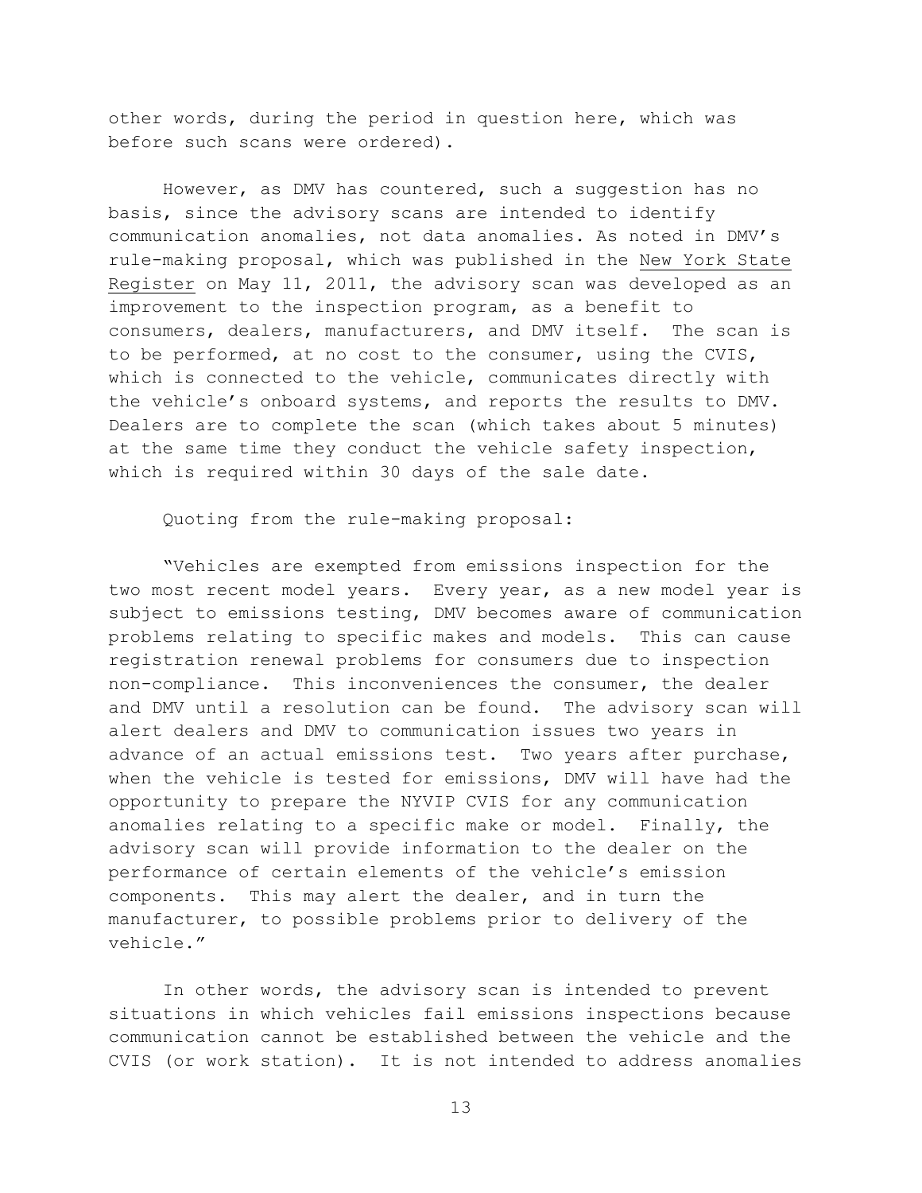other words, during the period in question here, which was before such scans were ordered).

However, as DMV has countered, such a suggestion has no basis, since the advisory scans are intended to identify communication anomalies, not data anomalies. As noted in DMV's rule-making proposal, which was published in the New York State Register on May 11, 2011, the advisory scan was developed as an improvement to the inspection program, as a benefit to consumers, dealers, manufacturers, and DMV itself. The scan is to be performed, at no cost to the consumer, using the CVIS, which is connected to the vehicle, communicates directly with the vehicle's onboard systems, and reports the results to DMV. Dealers are to complete the scan (which takes about 5 minutes) at the same time they conduct the vehicle safety inspection, which is required within 30 days of the sale date.

Quoting from the rule-making proposal:

"Vehicles are exempted from emissions inspection for the two most recent model years. Every year, as a new model year is subject to emissions testing, DMV becomes aware of communication problems relating to specific makes and models. This can cause registration renewal problems for consumers due to inspection non-compliance. This inconveniences the consumer, the dealer and DMV until a resolution can be found. The advisory scan will alert dealers and DMV to communication issues two years in advance of an actual emissions test. Two years after purchase, when the vehicle is tested for emissions, DMV will have had the opportunity to prepare the NYVIP CVIS for any communication anomalies relating to a specific make or model. Finally, the advisory scan will provide information to the dealer on the performance of certain elements of the vehicle's emission components. This may alert the dealer, and in turn the manufacturer, to possible problems prior to delivery of the vehicle."

In other words, the advisory scan is intended to prevent situations in which vehicles fail emissions inspections because communication cannot be established between the vehicle and the CVIS (or work station). It is not intended to address anomalies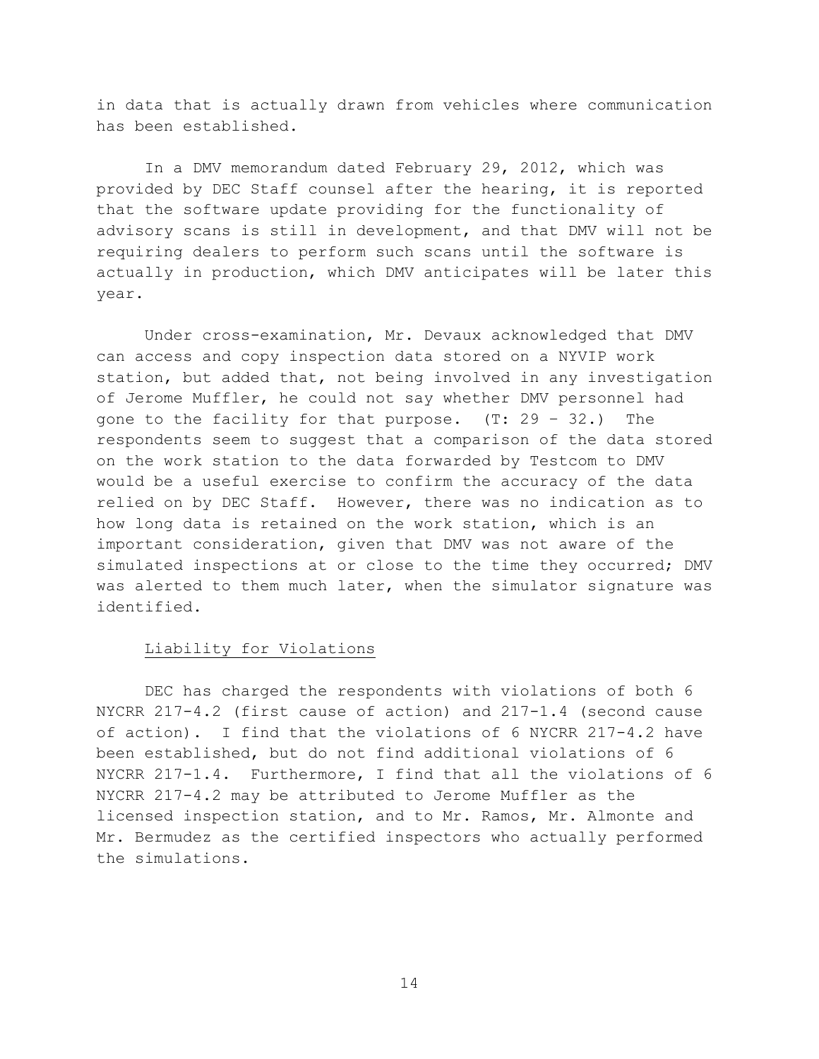in data that is actually drawn from vehicles where communication has been established.

In a DMV memorandum dated February 29, 2012, which was provided by DEC Staff counsel after the hearing, it is reported that the software update providing for the functionality of advisory scans is still in development, and that DMV will not be requiring dealers to perform such scans until the software is actually in production, which DMV anticipates will be later this year.

Under cross-examination, Mr. Devaux acknowledged that DMV can access and copy inspection data stored on a NYVIP work station, but added that, not being involved in any investigation of Jerome Muffler, he could not say whether DMV personnel had gone to the facility for that purpose. (T: 29 – 32.) The respondents seem to suggest that a comparison of the data stored on the work station to the data forwarded by Testcom to DMV would be a useful exercise to confirm the accuracy of the data relied on by DEC Staff. However, there was no indication as to how long data is retained on the work station, which is an important consideration, given that DMV was not aware of the simulated inspections at or close to the time they occurred; DMV was alerted to them much later, when the simulator signature was identified.

## Liability for Violations

DEC has charged the respondents with violations of both 6 NYCRR 217-4.2 (first cause of action) and 217-1.4 (second cause of action). I find that the violations of 6 NYCRR 217-4.2 have been established, but do not find additional violations of 6 NYCRR 217-1.4. Furthermore, I find that all the violations of 6 NYCRR 217-4.2 may be attributed to Jerome Muffler as the licensed inspection station, and to Mr. Ramos, Mr. Almonte and Mr. Bermudez as the certified inspectors who actually performed the simulations.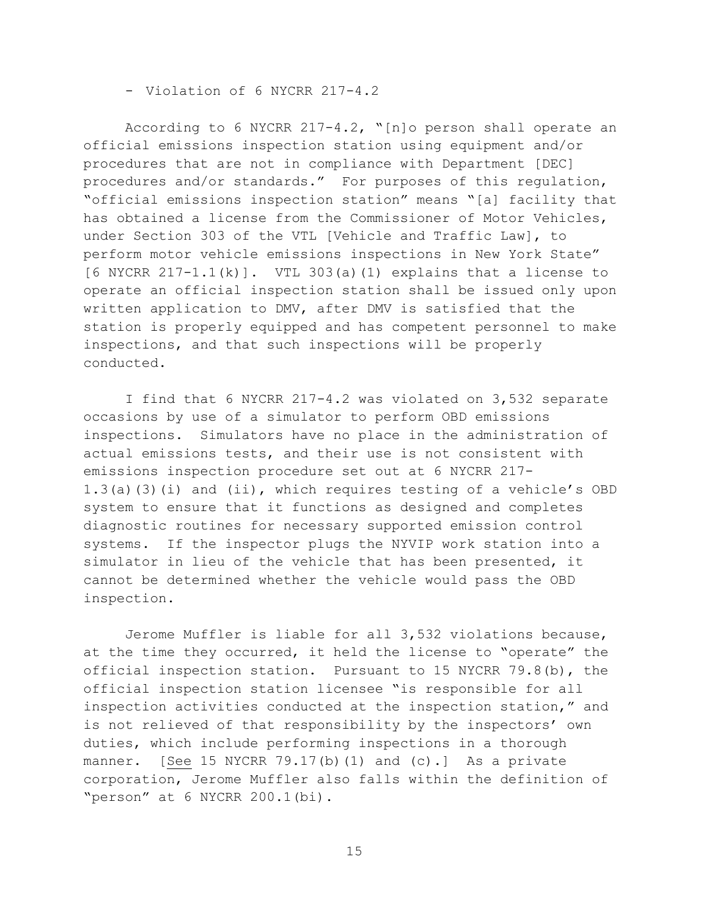- Violation of 6 NYCRR 217-4.2

According to 6 NYCRR 217-4.2, "[n]o person shall operate an official emissions inspection station using equipment and/or procedures that are not in compliance with Department [DEC] procedures and/or standards." For purposes of this regulation, "official emissions inspection station" means "[a] facility that has obtained a license from the Commissioner of Motor Vehicles, under Section 303 of the VTL [Vehicle and Traffic Law], to perform motor vehicle emissions inspections in New York State" [6 NYCRR 217-1.1(k)]. VTL 303(a)(1) explains that a license to operate an official inspection station shall be issued only upon written application to DMV, after DMV is satisfied that the station is properly equipped and has competent personnel to make inspections, and that such inspections will be properly conducted.

I find that 6 NYCRR 217-4.2 was violated on 3,532 separate occasions by use of a simulator to perform OBD emissions inspections. Simulators have no place in the administration of actual emissions tests, and their use is not consistent with emissions inspection procedure set out at 6 NYCRR 217-1.3(a)(3)(i) and (ii), which requires testing of a vehicle's OBD system to ensure that it functions as designed and completes diagnostic routines for necessary supported emission control systems. If the inspector plugs the NYVIP work station into a simulator in lieu of the vehicle that has been presented, it cannot be determined whether the vehicle would pass the OBD inspection.

Jerome Muffler is liable for all 3,532 violations because, at the time they occurred, it held the license to "operate" the official inspection station. Pursuant to 15 NYCRR 79.8(b), the official inspection station licensee "is responsible for all inspection activities conducted at the inspection station," and is not relieved of that responsibility by the inspectors' own duties, which include performing inspections in a thorough manner. [See 15 NYCRR 79.17(b)(1) and (c).] As a private corporation, Jerome Muffler also falls within the definition of "person" at 6 NYCRR 200.1(bi).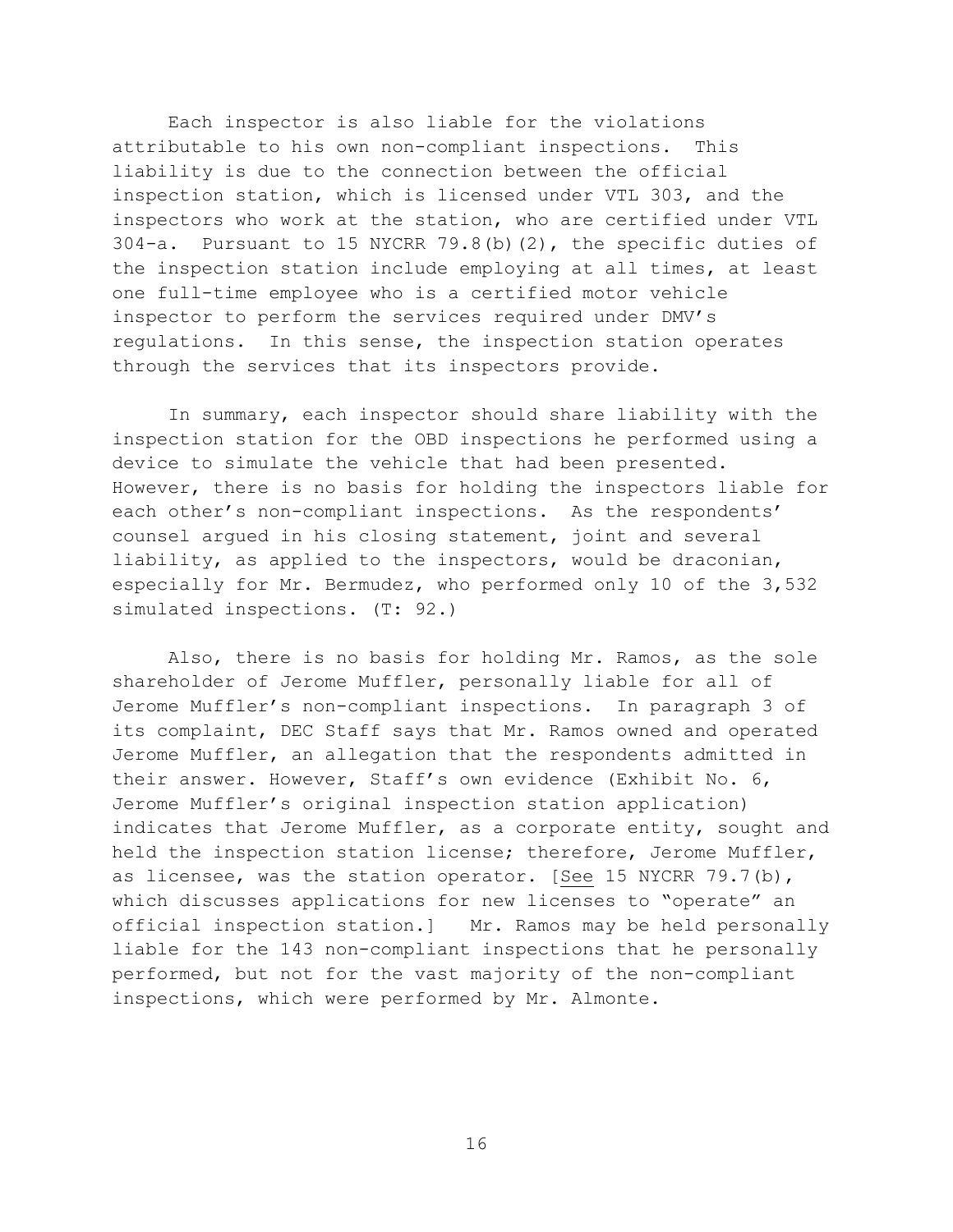Each inspector is also liable for the violations attributable to his own non-compliant inspections. This liability is due to the connection between the official inspection station, which is licensed under VTL 303, and the inspectors who work at the station, who are certified under VTL 304-a. Pursuant to 15 NYCRR 79.8(b)(2), the specific duties of the inspection station include employing at all times, at least one full-time employee who is a certified motor vehicle inspector to perform the services required under DMV's regulations. In this sense, the inspection station operates through the services that its inspectors provide.

In summary, each inspector should share liability with the inspection station for the OBD inspections he performed using a device to simulate the vehicle that had been presented. However, there is no basis for holding the inspectors liable for each other's non-compliant inspections. As the respondents' counsel argued in his closing statement, joint and several liability, as applied to the inspectors, would be draconian, especially for Mr. Bermudez, who performed only 10 of the 3,532 simulated inspections. (T: 92.)

Also, there is no basis for holding Mr. Ramos, as the sole shareholder of Jerome Muffler, personally liable for all of Jerome Muffler's non-compliant inspections. In paragraph 3 of its complaint, DEC Staff says that Mr. Ramos owned and operated Jerome Muffler, an allegation that the respondents admitted in their answer. However, Staff's own evidence (Exhibit No. 6, Jerome Muffler's original inspection station application) indicates that Jerome Muffler, as a corporate entity, sought and held the inspection station license; therefore, Jerome Muffler, as licensee, was the station operator. [<u>See</u> 15 NYCRR 79.7(b), which discusses applications for new licenses to "operate" an official inspection station.] Mr. Ramos may be held personally liable for the 143 non-compliant inspections that he personally performed, but not for the vast majority of the non-compliant inspections, which were performed by Mr. Almonte.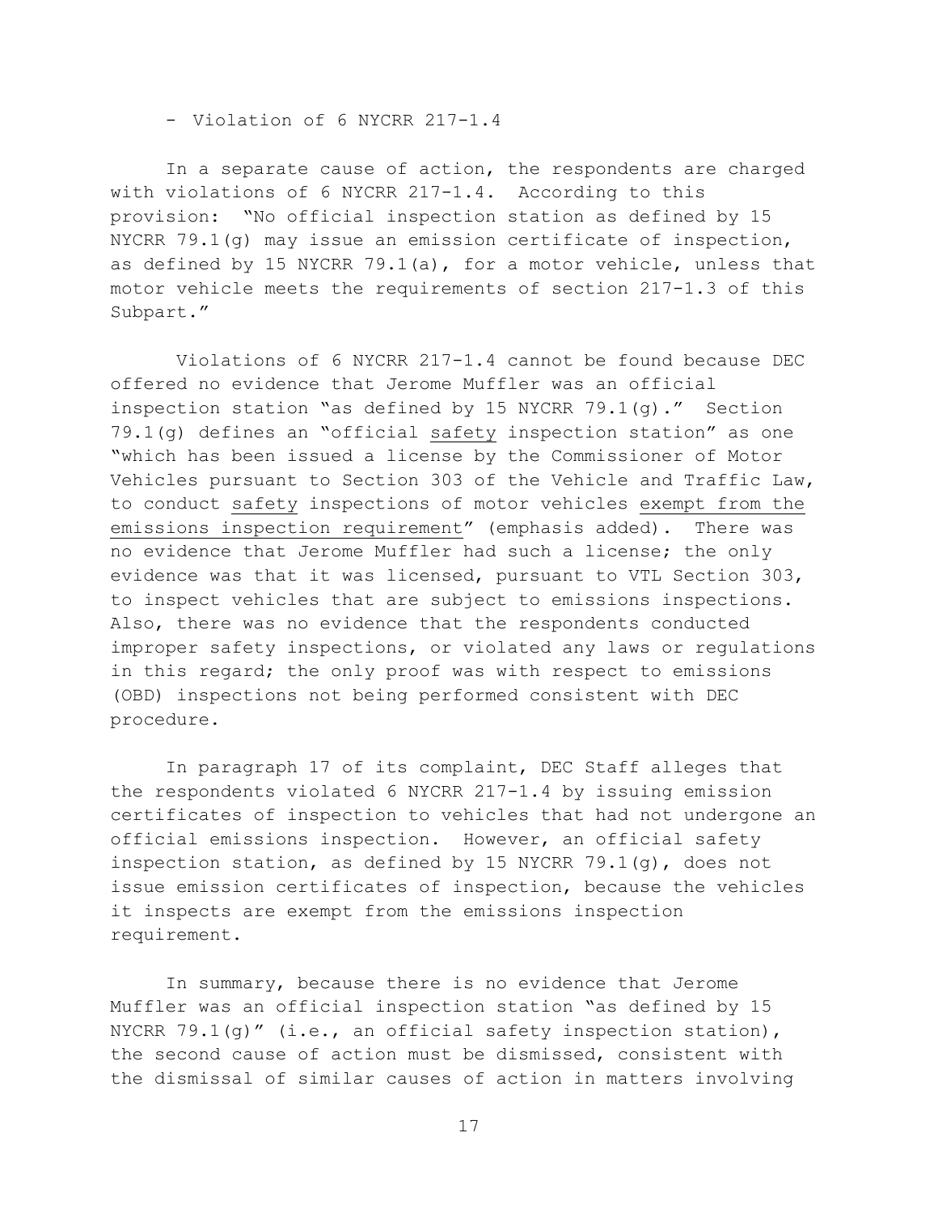- Violation of 6 NYCRR 217-1.4

In a separate cause of action, the respondents are charged with violations of 6 NYCRR 217-1.4. According to this provision: "No official inspection station as defined by 15 NYCRR 79.1(g) may issue an emission certificate of inspection, as defined by 15 NYCRR 79.1(a), for a motor vehicle, unless that motor vehicle meets the requirements of section 217-1.3 of this Subpart."

Violations of 6 NYCRR 217-1.4 cannot be found because DEC offered no evidence that Jerome Muffler was an official inspection station "as defined by 15 NYCRR 79.1(g)." Section 79.1(g) defines an "official <u>safety</u> inspection station" as one "which has been issued a license by the Commissioner of Motor Vehicles pursuant to Section 303 of the Vehicle and Traffic Law, to conduct <u>safety</u> inspections of motor vehicles <u>exempt from the emissions inspection requirement</u>" (emphasis added). There was no evidence that Jerome Muffler had such a license; the only evidence was that it was licensed, pursuant to VTL Section 303, to inspect vehicles that are subject to emissions inspections. Also, there was no evidence that the respondents conducted improper safety inspections, or violated any laws or regulations in this regard; the only proof was with respect to emissions (OBD) inspections not being performed consistent with DEC procedure.

In paragraph 17 of its complaint, DEC Staff alleges that the respondents violated 6 NYCRR 217-1.4 by issuing emission certificates of inspection to vehicles that had not undergone an official emissions inspection. However, an official safety inspection station, as defined by 15 NYCRR 79.1(g), does not issue emission certificates of inspection, because the vehicles it inspects are exempt from the emissions inspection requirement.

In summary, because there is no evidence that Jerome Muffler was an official inspection station "as defined by 15 NYCRR 79.1(g)" (i.e., an official safety inspection station), the second cause of action must be dismissed, consistent with the dismissal of similar causes of action in matters involving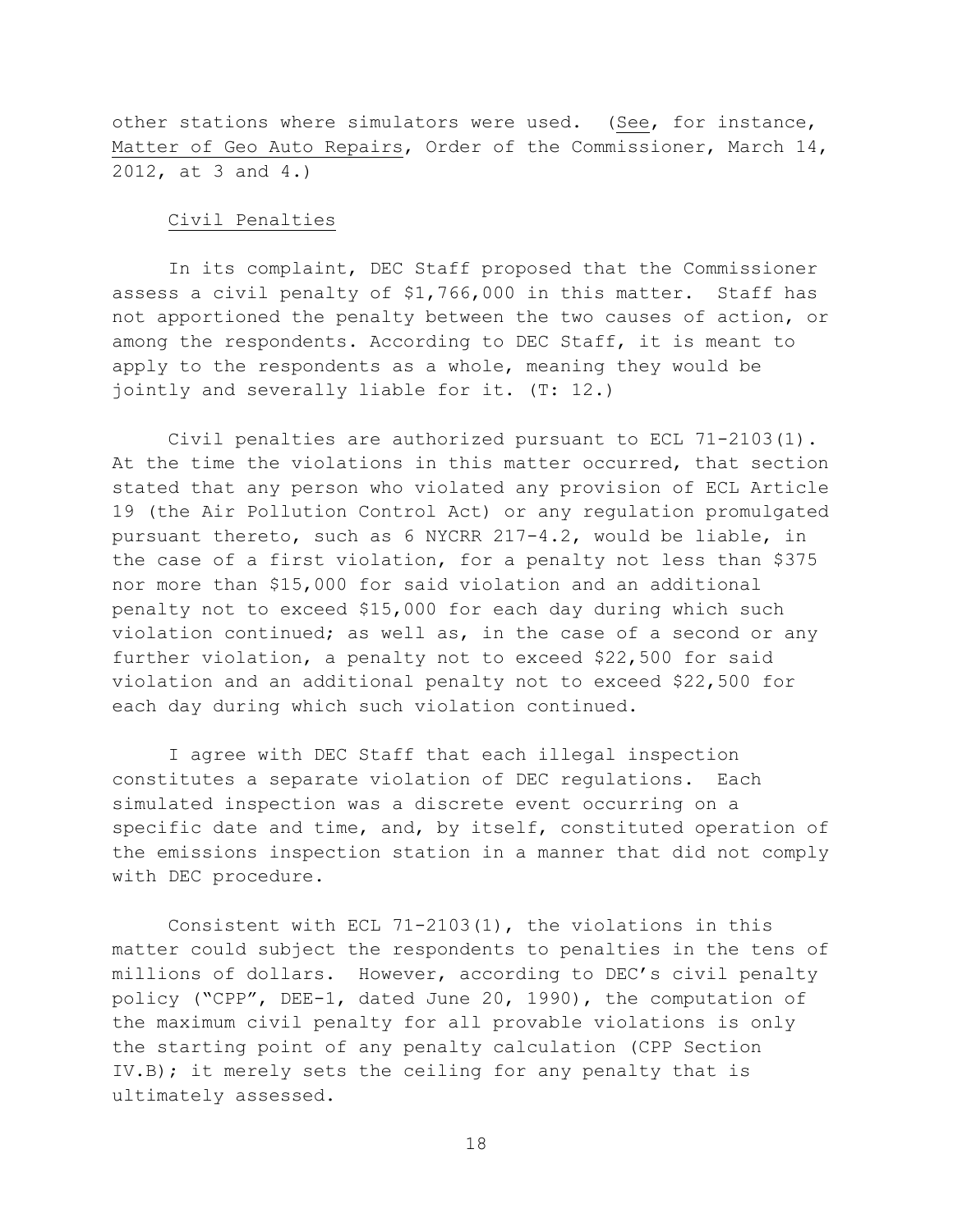other stations where simulators were used. (See, for instance, Matter of Geo Auto Repairs, Order of the Commissioner, March 14, 2012, at 3 and 4.)

Civil Penalties

In its complaint, DEC Staff proposed that the Commissioner assess a civil penalty of $1,766,000 in this matter. Staff has not apportioned the penalty between the two causes of action, or among the respondents. According to DEC Staff, it is meant to apply to the respondents as a whole, meaning they would be jointly and severally liable for it. (T: 12.)

Civil penalties are authorized pursuant to ECL 71-2103(1). At the time the violations in this matter occurred, that section stated that any person who violated any provision of ECL Article 19 (the Air Pollution Control Act) or any regulation promulgated pursuant thereto, such as 6 NYCRR 217-4.2, would be liable, in the case of a first violation, for a penalty not less than $375 nor more than $15,000 for said violation and an additional penalty not to exceed $15,000 for each day during which such violation continued; as well as, in the case of a second or any further violation, a penalty not to exceed $22,500 for said violation and an additional penalty not to exceed $22,500 for each day during which such violation continued.

I agree with DEC Staff that each illegal inspection constitutes a separate violation of DEC regulations. Each simulated inspection was a discrete event occurring on a specific date and time, and, by itself, constituted operation of the emissions inspection station in a manner that did not comply with DEC procedure.

Consistent with ECL 71-2103(1), the violations in this matter could subject the respondents to penalties in the tens of millions of dollars. However, according to DEC's civil penalty policy ("CPP", DEE-1, dated June 20, 1990), the computation of the maximum civil penalty for all provable violations is only the starting point of any penalty calculation (CPP Section IV.B); it merely sets the ceiling for any penalty that is ultimately assessed.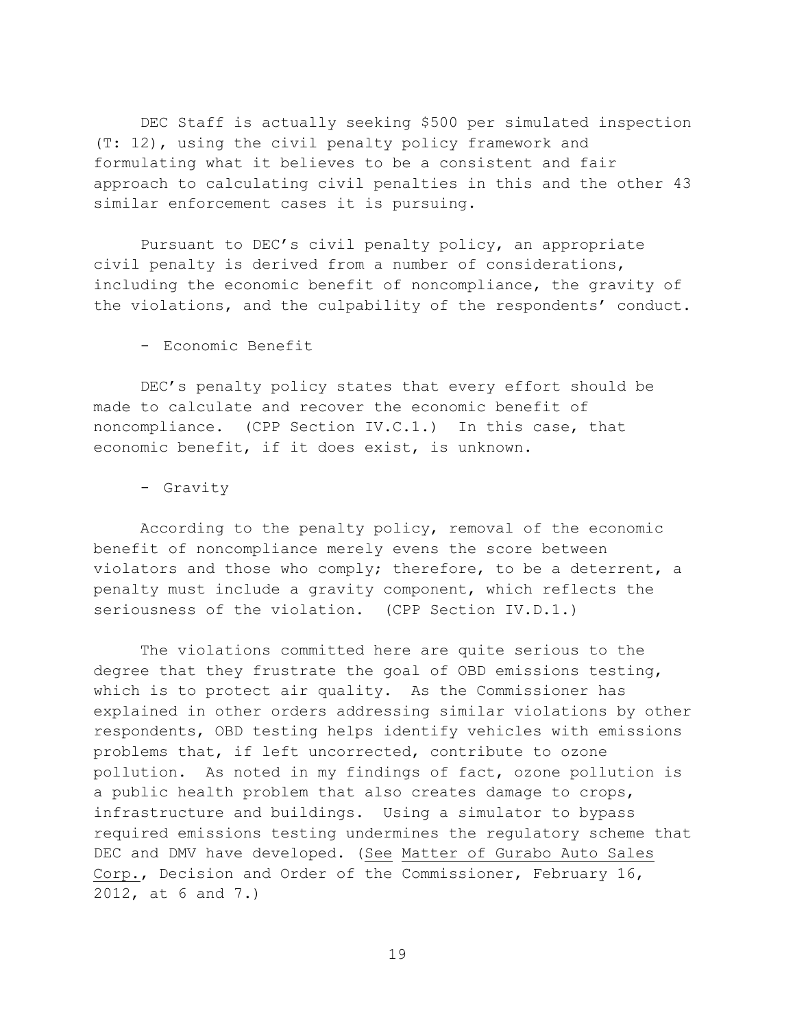DEC Staff is actually seeking $500 per simulated inspection (T: 12), using the civil penalty policy framework and formulating what it believes to be a consistent and fair approach to calculating civil penalties in this and the other 43 similar enforcement cases it is pursuing.

Pursuant to DEC's civil penalty policy, an appropriate civil penalty is derived from a number of considerations, including the economic benefit of noncompliance, the gravity of the violations, and the culpability of the respondents' conduct.

- Economic Benefit

DEC's penalty policy states that every effort should be made to calculate and recover the economic benefit of noncompliance. (CPP Section IV.C.1.) In this case, that economic benefit, if it does exist, is unknown.

- Gravity

According to the penalty policy, removal of the economic benefit of noncompliance merely evens the score between violators and those who comply; therefore, to be a deterrent, a penalty must include a gravity component, which reflects the seriousness of the violation. (CPP Section IV.D.1.)

The violations committed here are quite serious to the degree that they frustrate the goal of OBD emissions testing, which is to protect air quality. As the Commissioner has explained in other orders addressing similar violations by other respondents, OBD testing helps identify vehicles with emissions problems that, if left uncorrected, contribute to ozone pollution. As noted in my findings of fact, ozone pollution is a public health problem that also creates damage to crops, infrastructure and buildings. Using a simulator to bypass required emissions testing undermines the regulatory scheme that DEC and DMV have developed. (See Matter of Gurabo Auto Sales Corp., Decision and Order of the Commissioner, February 16, 2012, at 6 and 7.)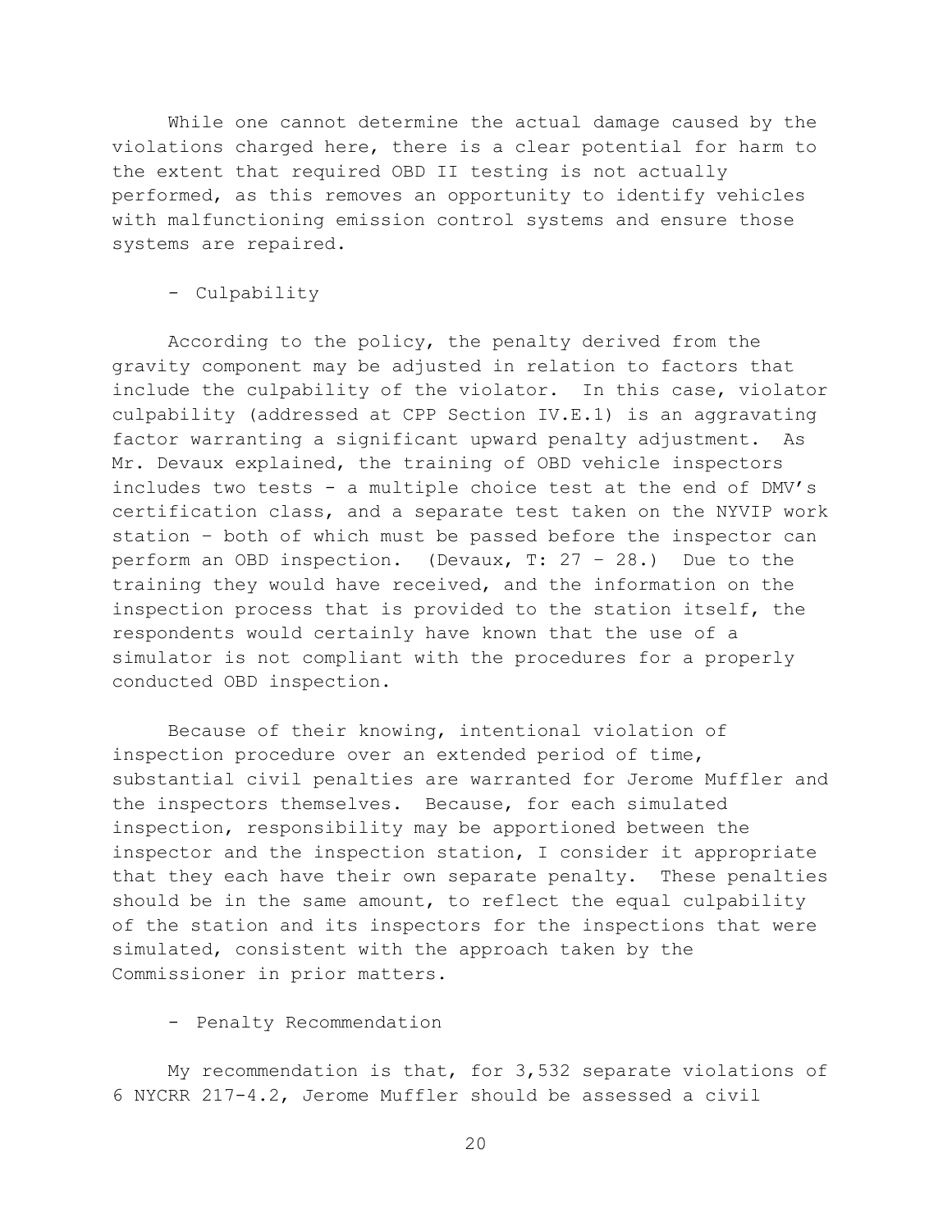While one cannot determine the actual damage caused by the violations charged here, there is a clear potential for harm to the extent that required OBD II testing is not actually performed, as this removes an opportunity to identify vehicles with malfunctioning emission control systems and ensure those systems are repaired.

- Culpability

According to the policy, the penalty derived from the gravity component may be adjusted in relation to factors that include the culpability of the violator. In this case, violator culpability (addressed at CPP Section IV.E.1) is an aggravating factor warranting a significant upward penalty adjustment. As Mr. Devaux explained, the training of OBD vehicle inspectors includes two tests - a multiple choice test at the end of DMV's certification class, and a separate test taken on the NYVIP work station – both of which must be passed before the inspector can perform an OBD inspection. (Devaux, T: 27 – 28.) Due to the training they would have received, and the information on the inspection process that is provided to the station itself, the respondents would certainly have known that the use of a simulator is not compliant with the procedures for a properly conducted OBD inspection.

Because of their knowing, intentional violation of inspection procedure over an extended period of time, substantial civil penalties are warranted for Jerome Muffler and the inspectors themselves. Because, for each simulated inspection, responsibility may be apportioned between the inspector and the inspection station, I consider it appropriate that they each have their own separate penalty. These penalties should be in the same amount, to reflect the equal culpability of the station and its inspectors for the inspections that were simulated, consistent with the approach taken by the Commissioner in prior matters.

- Penalty Recommendation

My recommendation is that, for 3,532 separate violations of 6 NYCRR 217-4.2, Jerome Muffler should be assessed a civil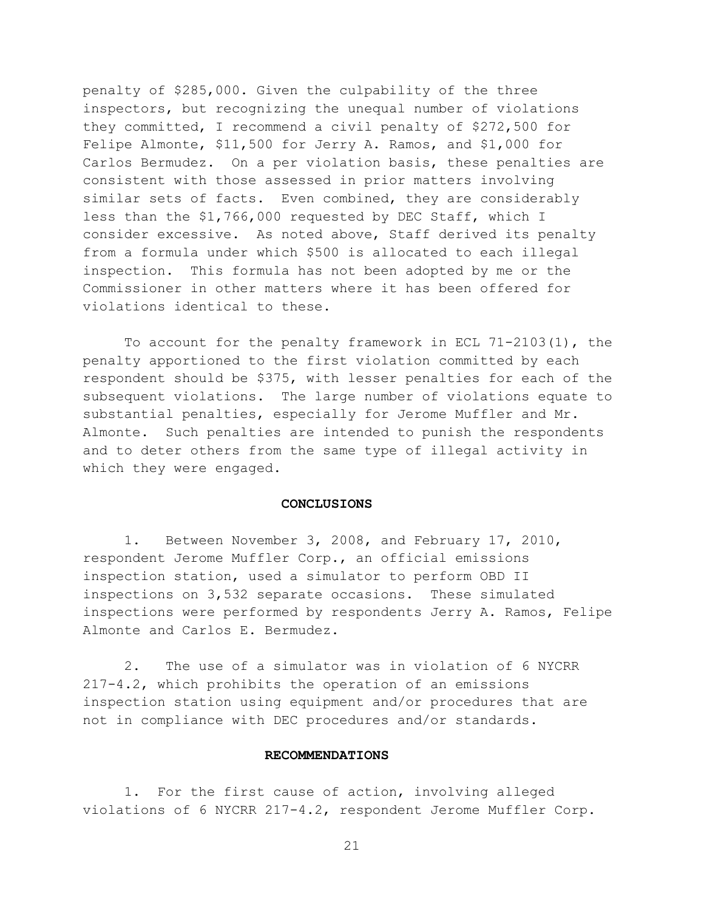penalty of $285,000. Given the culpability of the three inspectors, but recognizing the unequal number of violations they committed, I recommend a civil penalty of $272,500 for Felipe Almonte, $11,500 for Jerry A. Ramos, and $1,000 for Carlos Bermudez. On a per violation basis, these penalties are consistent with those assessed in prior matters involving similar sets of facts. Even combined, they are considerably less than the $1,766,000 requested by DEC Staff, which I consider excessive. As noted above, Staff derived its penalty from a formula under which $500 is allocated to each illegal inspection. This formula has not been adopted by me or the Commissioner in other matters where it has been offered for violations identical to these.

To account for the penalty framework in ECL 71-2103(1), the penalty apportioned to the first violation committed by each respondent should be $375, with lesser penalties for each of the subsequent violations. The large number of violations equate to substantial penalties, especially for Jerome Muffler and Mr. Almonte. Such penalties are intended to punish the respondents and to deter others from the same type of illegal activity in which they were engaged.

## CONCLUSIONS

1. Between November 3, 2008, and February 17, 2010, respondent Jerome Muffler Corp., an official emissions inspection station, used a simulator to perform OBD II inspections on 3,532 separate occasions. These simulated inspections were performed by respondents Jerry A. Ramos, Felipe Almonte and Carlos E. Bermudez.

2. The use of a simulator was in violation of 6 NYCRR 217-4.2, which prohibits the operation of an emissions inspection station using equipment and/or procedures that are not in compliance with DEC procedures and/or standards.

## RECOMMENDATIONS

1. For the first cause of action, involving alleged violations of 6 NYCRR 217-4.2, respondent Jerome Muffler Corp.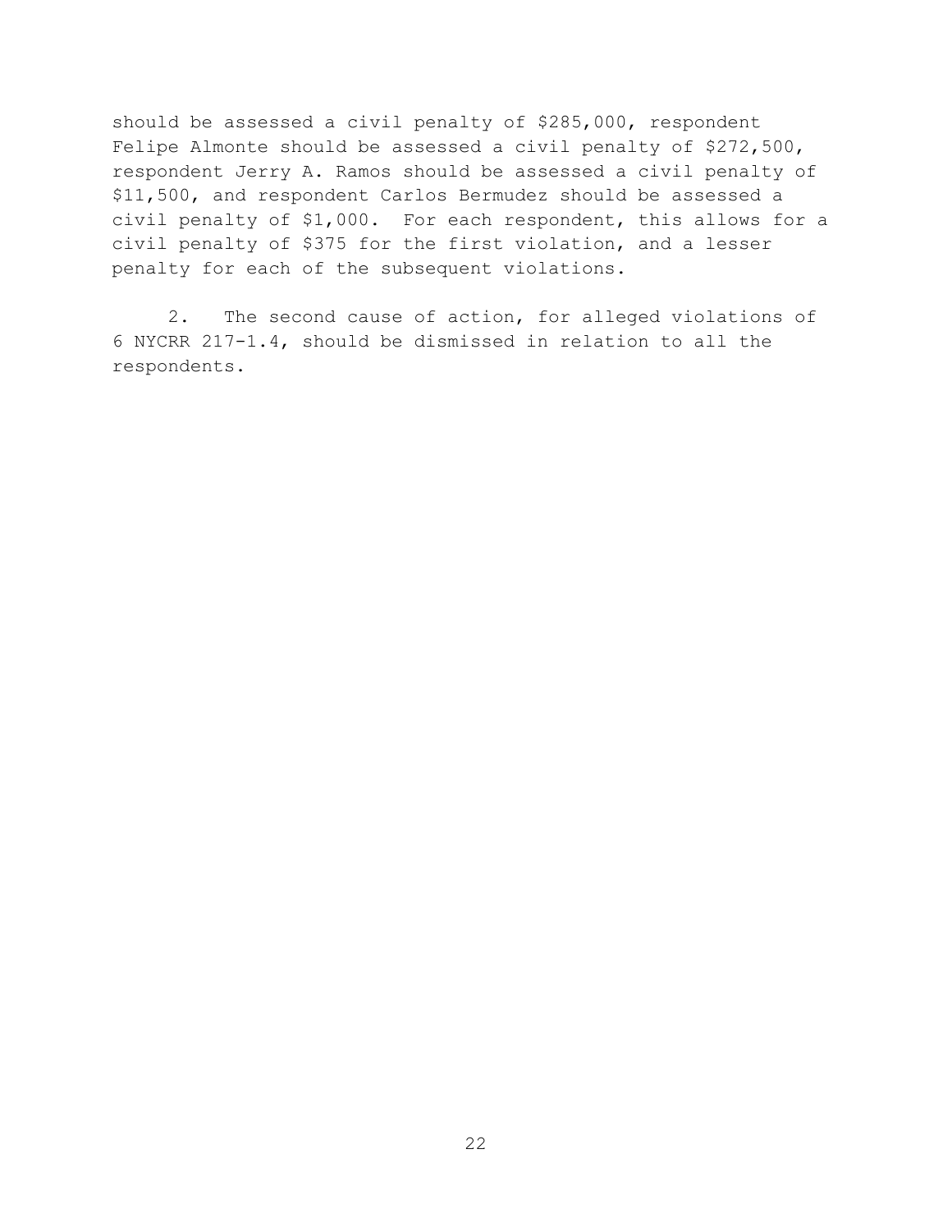should be assessed a civil penalty of $285,000, respondent Felipe Almonte should be assessed a civil penalty of $272,500, respondent Jerry A. Ramos should be assessed a civil penalty of $11,500, and respondent Carlos Bermudez should be assessed a civil penalty of $1,000. For each respondent, this allows for a civil penalty of $375 for the first violation, and a lesser penalty for each of the subsequent violations.

2. The second cause of action, for alleged violations of 6 NYCRR 217-1.4, should be dismissed in relation to all the respondents.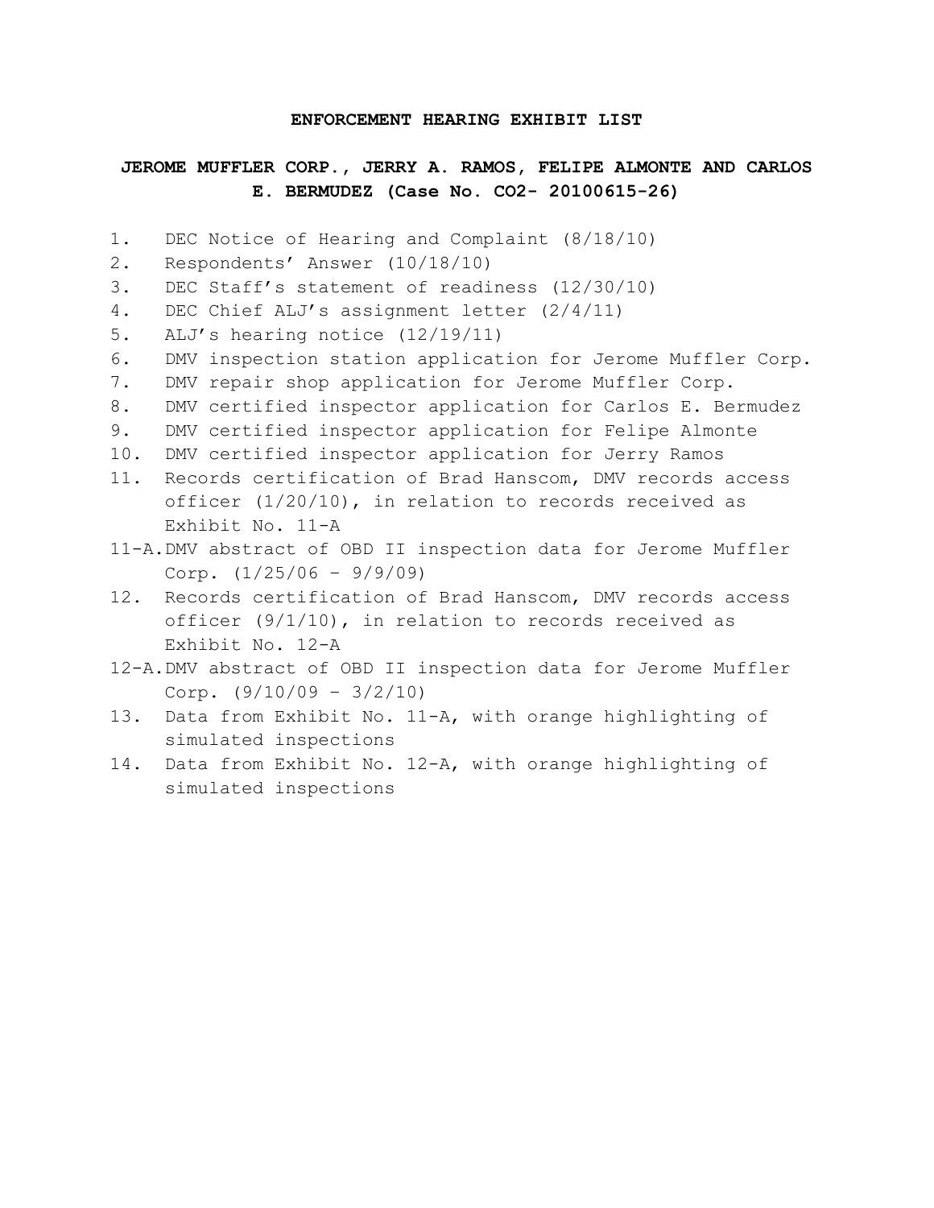**ENFORCEMENT HEARING EXHIBIT LIST**

**JEROME MUFFLER CORP., JERRY A. RAMOS, FELIPE ALMONTE AND CARLOS E. BERMUDEZ (Case No. CO2- 20100615-26)**

1. DEC Notice of Hearing and Complaint (8/18/10)
2. Respondents' Answer (10/18/10)
3. DEC Staff's statement of readiness (12/30/10)
4. DEC Chief ALJ's assignment letter (2/4/11)
5. ALJ's hearing notice (12/19/11)
6. DMV inspection station application for Jerome Muffler Corp.
7. DMV repair shop application for Jerome Muffler Corp.
8. DMV certified inspector application for Carlos E. Bermudez
9. DMV certified inspector application for Felipe Almonte
10. DMV certified inspector application for Jerry Ramos
11. Records certification of Brad Hanscom, DMV records access officer (1/20/10), in relation to records received as Exhibit No. 11-A

11-A. DMV abstract of OBD II inspection data for Jerome Muffler Corp. (1/25/06 – 9/9/09)

12. Records certification of Brad Hanscom, DMV records access officer (9/1/10), in relation to records received as Exhibit No. 12-A

12-A. DMV abstract of OBD II inspection data for Jerome Muffler Corp. (9/10/09 – 3/2/10)

13. Data from Exhibit No. 11-A, with orange highlighting of simulated inspections
14. Data from Exhibit No. 12-A, with orange highlighting of simulated inspections